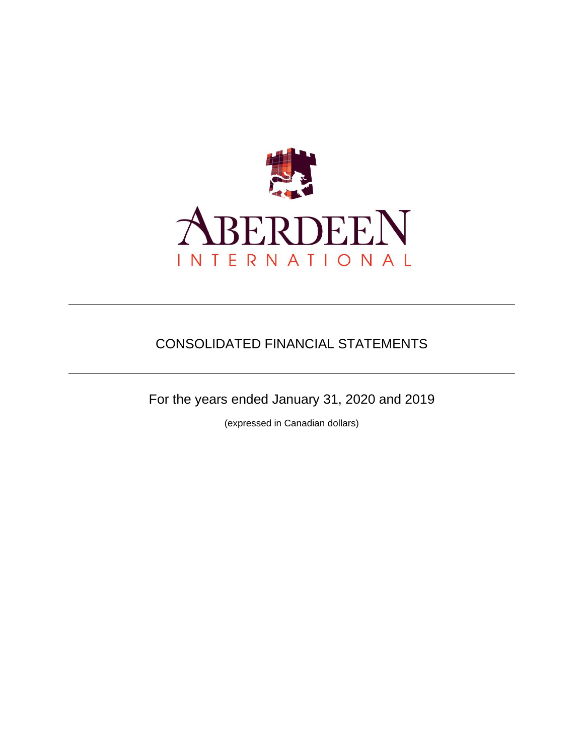ABERDEEN
INTERNATIONAL

# CONSOLIDATED FINANCIAL STATEMENTS

For the years ended January 31, 2020 and 2019

(expressed in Canadian dollars)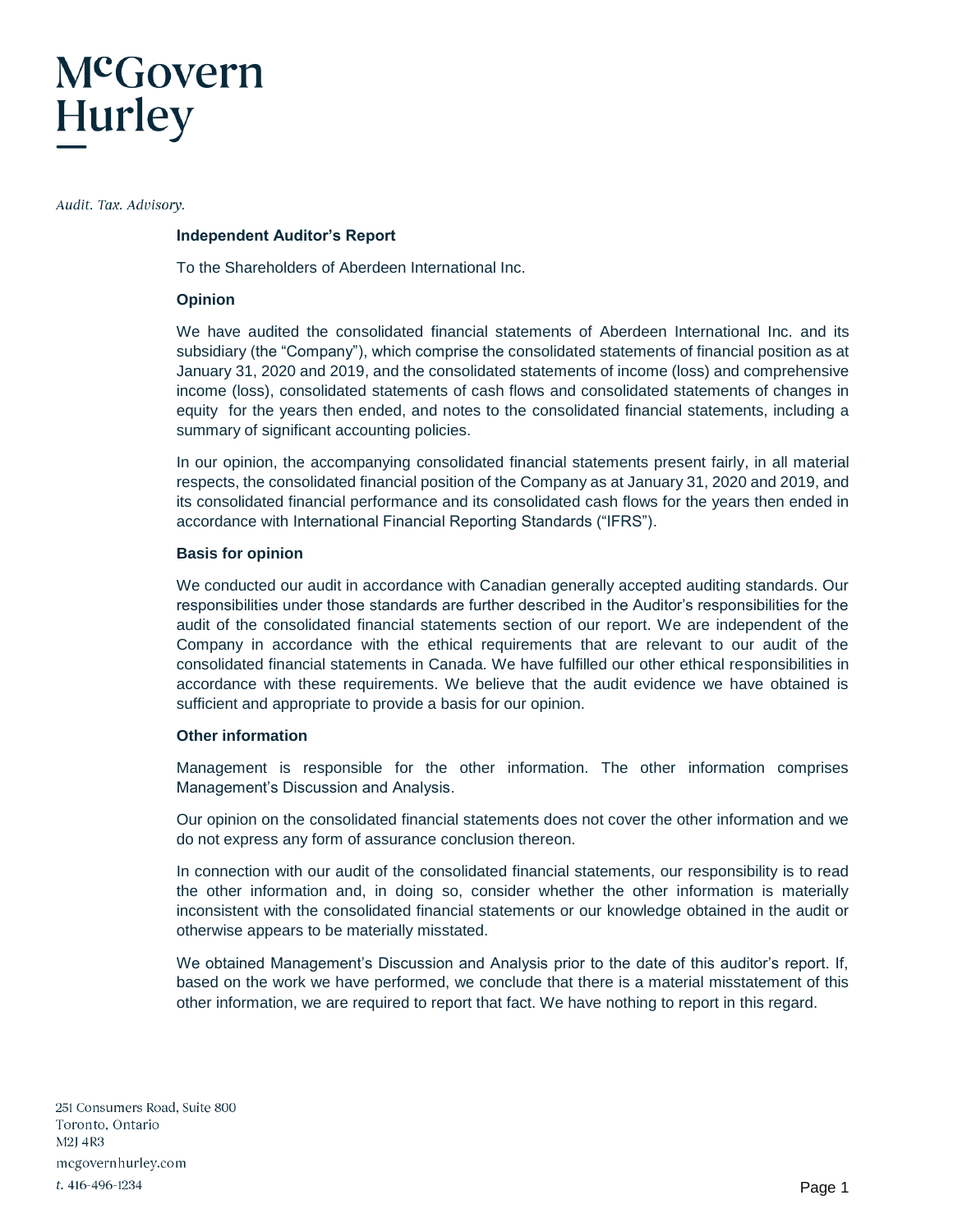McGovern Hurley

*Audit. Tax. Advisory.*

**Independent Auditor's Report**

To the Shareholders of Aberdeen International Inc.

**Opinion**

We have audited the consolidated financial statements of Aberdeen International Inc. and its subsidiary (the "Company"), which comprise the consolidated statements of financial position as at January 31, 2020 and 2019, and the consolidated statements of income (loss) and comprehensive income (loss), consolidated statements of cash flows and consolidated statements of changes in equity for the years then ended, and notes to the consolidated financial statements, including a summary of significant accounting policies.

In our opinion, the accompanying consolidated financial statements present fairly, in all material respects, the consolidated financial position of the Company as at January 31, 2020 and 2019, and its consolidated financial performance and its consolidated cash flows for the years then ended in accordance with International Financial Reporting Standards ("IFRS").

**Basis for opinion**

We conducted our audit in accordance with Canadian generally accepted auditing standards. Our responsibilities under those standards are further described in the Auditor's responsibilities for the audit of the consolidated financial statements section of our report. We are independent of the Company in accordance with the ethical requirements that are relevant to our audit of the consolidated financial statements in Canada. We have fulfilled our other ethical responsibilities in accordance with these requirements. We believe that the audit evidence we have obtained is sufficient and appropriate to provide a basis for our opinion.

**Other information**

Management is responsible for the other information. The other information comprises Management's Discussion and Analysis.

Our opinion on the consolidated financial statements does not cover the other information and we do not express any form of assurance conclusion thereon.

In connection with our audit of the consolidated financial statements, our responsibility is to read the other information and, in doing so, consider whether the other information is materially inconsistent with the consolidated financial statements or our knowledge obtained in the audit or otherwise appears to be materially misstated.

We obtained Management's Discussion and Analysis prior to the date of this auditor's report. If, based on the work we have performed, we conclude that there is a material misstatement of this other information, we are required to report that fact. We have nothing to report in this regard.

251 Consumers Road, Suite 800
Toronto, Ontario
M2J 4R3
mcgovernhurley.com
*t.* 416-496-1234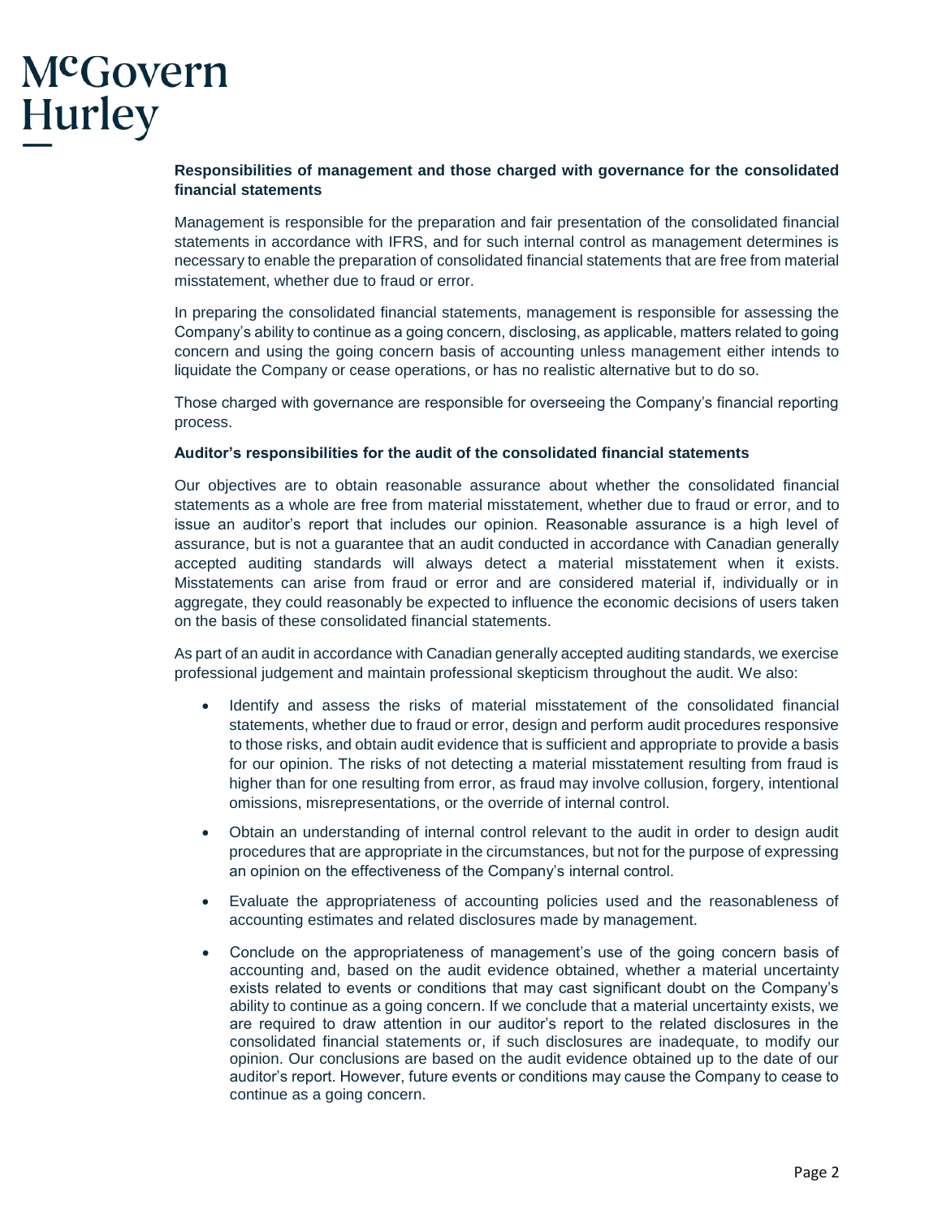**Responsibilities of management and those charged with governance for the consolidated financial statements**

Management is responsible for the preparation and fair presentation of the consolidated financial statements in accordance with IFRS, and for such internal control as management determines is necessary to enable the preparation of consolidated financial statements that are free from material misstatement, whether due to fraud or error.

In preparing the consolidated financial statements, management is responsible for assessing the Company's ability to continue as a going concern, disclosing, as applicable, matters related to going concern and using the going concern basis of accounting unless management either intends to liquidate the Company or cease operations, or has no realistic alternative but to do so.

Those charged with governance are responsible for overseeing the Company's financial reporting process.

**Auditor's responsibilities for the audit of the consolidated financial statements**

Our objectives are to obtain reasonable assurance about whether the consolidated financial statements as a whole are free from material misstatement, whether due to fraud or error, and to issue an auditor's report that includes our opinion. Reasonable assurance is a high level of assurance, but is not a guarantee that an audit conducted in accordance with Canadian generally accepted auditing standards will always detect a material misstatement when it exists. Misstatements can arise from fraud or error and are considered material if, individually or in aggregate, they could reasonably be expected to influence the economic decisions of users taken on the basis of these consolidated financial statements.

As part of an audit in accordance with Canadian generally accepted auditing standards, we exercise professional judgement and maintain professional skepticism throughout the audit. We also:

- Identify and assess the risks of material misstatement of the consolidated financial statements, whether due to fraud or error, design and perform audit procedures responsive to those risks, and obtain audit evidence that is sufficient and appropriate to provide a basis for our opinion. The risks of not detecting a material misstatement resulting from fraud is higher than for one resulting from error, as fraud may involve collusion, forgery, intentional omissions, misrepresentations, or the override of internal control.
- Obtain an understanding of internal control relevant to the audit in order to design audit procedures that are appropriate in the circumstances, but not for the purpose of expressing an opinion on the effectiveness of the Company's internal control.
- Evaluate the appropriateness of accounting policies used and the reasonableness of accounting estimates and related disclosures made by management.
- Conclude on the appropriateness of management's use of the going concern basis of accounting and, based on the audit evidence obtained, whether a material uncertainty exists related to events or conditions that may cast significant doubt on the Company's ability to continue as a going concern. If we conclude that a material uncertainty exists, we are required to draw attention in our auditor's report to the related disclosures in the consolidated financial statements or, if such disclosures are inadequate, to modify our opinion. Our conclusions are based on the audit evidence obtained up to the date of our auditor's report. However, future events or conditions may cause the Company to cease to continue as a going concern.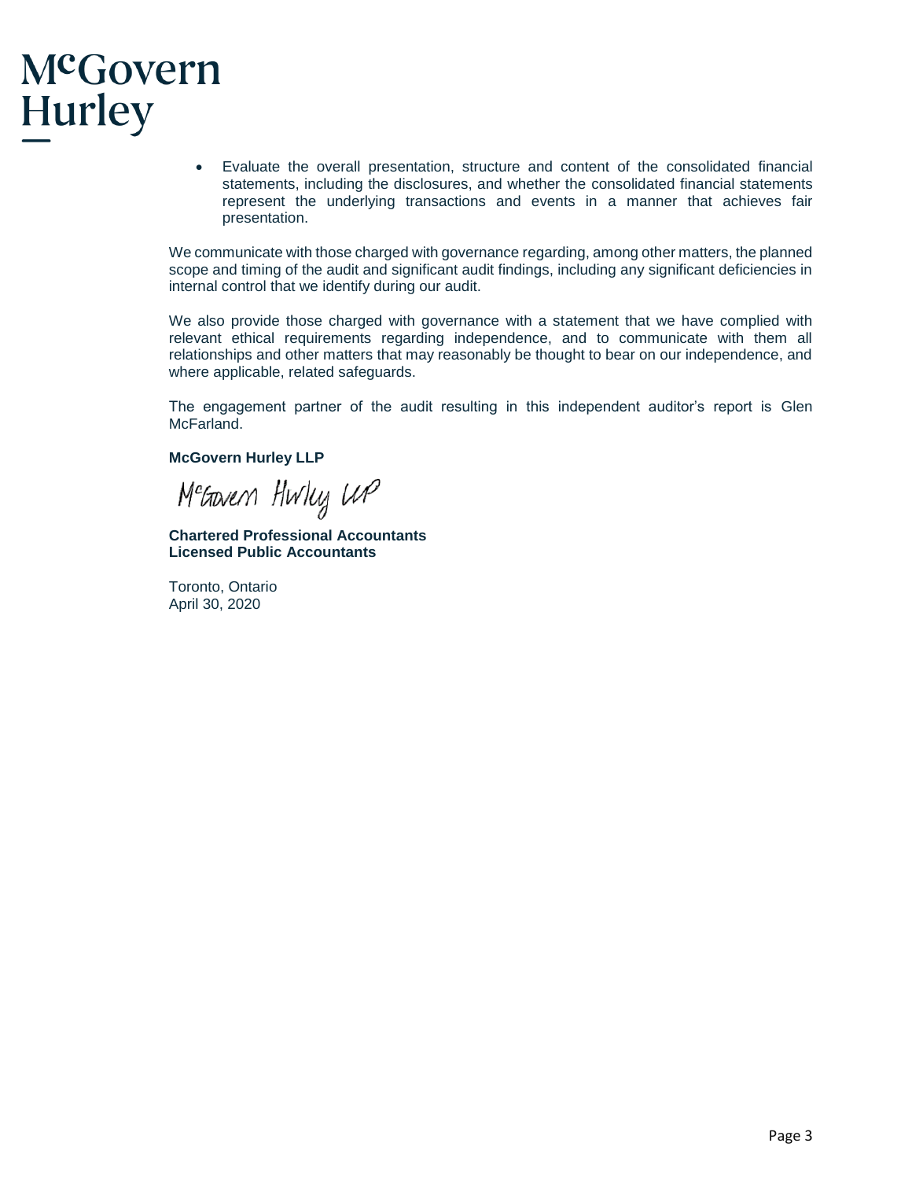- Evaluate the overall presentation, structure and content of the consolidated financial statements, including the disclosures, and whether the consolidated financial statements represent the underlying transactions and events in a manner that achieves fair presentation.

We communicate with those charged with governance regarding, among other matters, the planned scope and timing of the audit and significant audit findings, including any significant deficiencies in internal control that we identify during our audit.

We also provide those charged with governance with a statement that we have complied with relevant ethical requirements regarding independence, and to communicate with them all relationships and other matters that may reasonably be thought to bear on our independence, and where applicable, related safeguards.

The engagement partner of the audit resulting in this independent auditor's report is Glen McFarland.

**McGovern Hurley LLP**

McGovern Hurley LLP

**Chartered Professional Accountants**
**Licensed Public Accountants**

Toronto, Ontario
April 30, 2020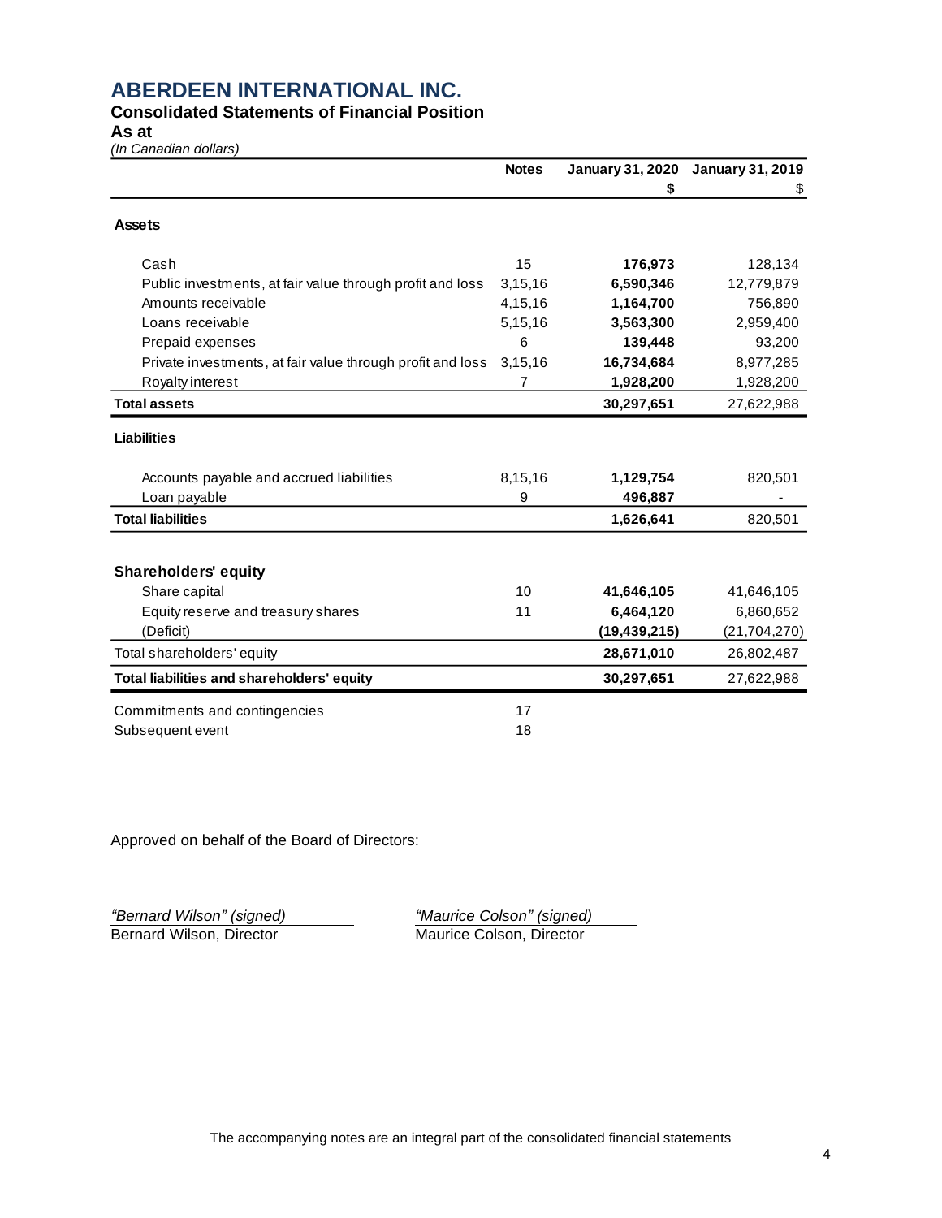# ABERDEEN INTERNATIONAL INC.

**Consolidated Statements of Financial Position**

**As at**

*(In Canadian dollars)*

| | Notes | January 31, 2020 | January 31, 2019 |
|---|---|---|---|
| | | $ | $ |
| **Assets** | | | |
| Cash | 15 | **176,973** | 128,134 |
| Public investments, at fair value through profit and loss | 3,15,16 | **6,590,346** | 12,779,879 |
| Amounts receivable | 4,15,16 | **1,164,700** | 756,890 |
| Loans receivable | 5,15,16 | **3,563,300** | 2,959,400 |
| Prepaid expenses | 6 | **139,448** | 93,200 |
| Private investments, at fair value through profit and loss | 3,15,16 | **16,734,684** | 8,977,285 |
| Royalty interest | 7 | **1,928,200** | 1,928,200 |
| **Total assets** | | **30,297,651** | 27,622,988 |
| **Liabilities** | | | |
| Accounts payable and accrued liabilities | 8,15,16 | **1,129,754** | 820,501 |
| Loan payable | 9 | **496,887** | - |
| **Total liabilities** | | **1,626,641** | 820,501 |
| **Shareholders' equity** | | | |
| Share capital | 10 | **41,646,105** | 41,646,105 |
| Equity reserve and treasury shares | 11 | **6,464,120** | 6,860,652 |
| (Deficit) | | **(19,439,215)** | (21,704,270) |
| Total shareholders' equity | | **28,671,010** | 26,802,487 |
| **Total liabilities and shareholders' equity** | | **30,297,651** | 27,622,988 |
| Commitments and contingencies | 17 | | |
| Subsequent event | 18 | | |

Approved on behalf of the Board of Directors:

*"Bernard Wilson" (signed)*
Bernard Wilson, Director

*"Maurice Colson" (signed)*
Maurice Colson, Director

The accompanying notes are an integral part of the consolidated financial statements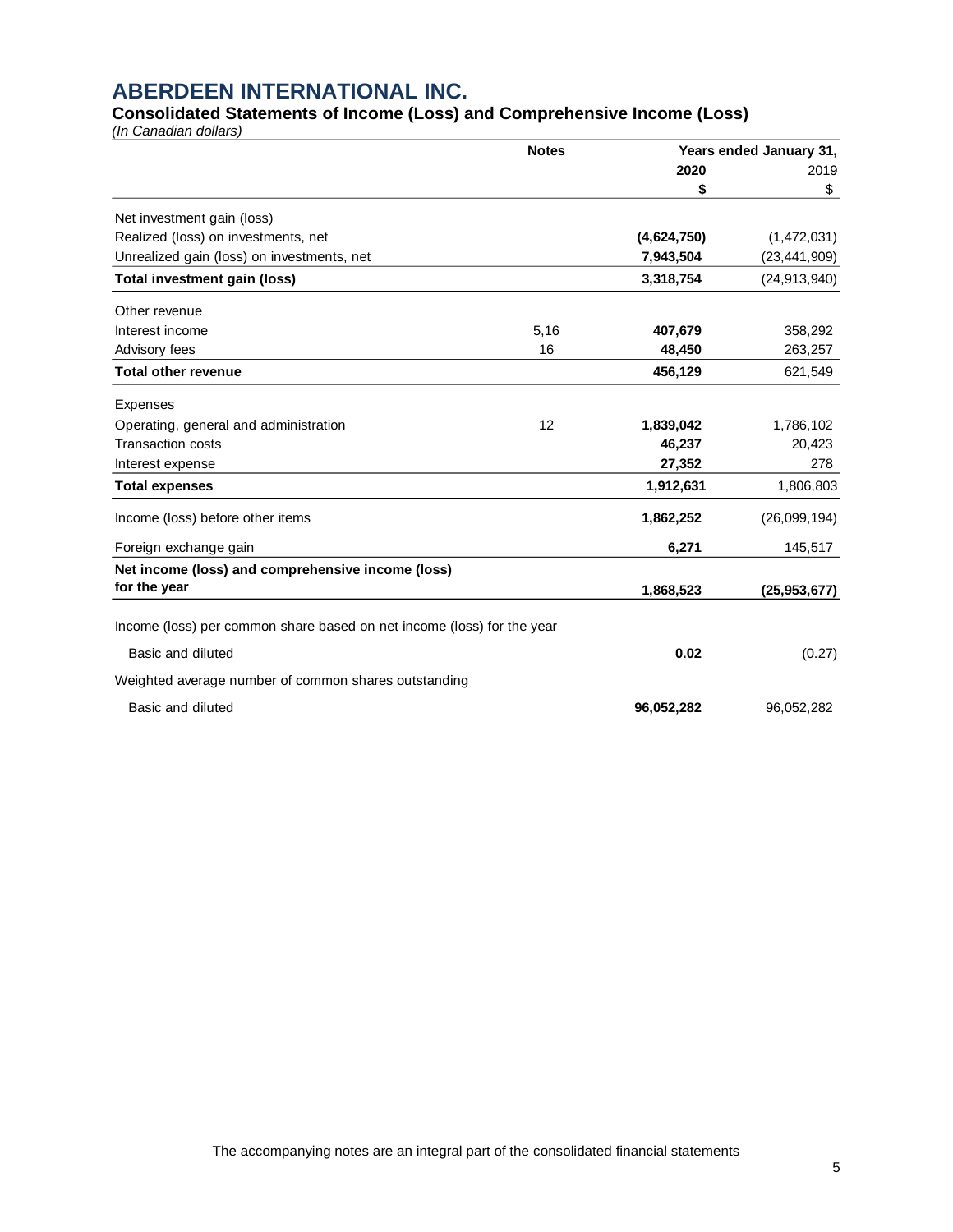# ABERDEEN INTERNATIONAL INC.

## Consolidated Statements of Income (Loss) and Comprehensive Income (Loss)

*(In Canadian dollars)*

| | Notes | Years ended January 31, | |
|---|---|---|---|
| | | **2020** | 2019 |
| | | **$** | $ |
| Net investment gain (loss) | | | |
| Realized (loss) on investments, net | | **(4,624,750)** | (1,472,031) |
| Unrealized gain (loss) on investments, net | | **7,943,504** | (23,441,909) |
| **Total investment gain (loss)** | | **3,318,754** | (24,913,940) |
| Other revenue | | | |
| Interest income | 5,16 | **407,679** | 358,292 |
| Advisory fees | 16 | **48,450** | 263,257 |
| **Total other revenue** | | **456,129** | 621,549 |
| Expenses | | | |
| Operating, general and administration | 12 | **1,839,042** | 1,786,102 |
| Transaction costs | | **46,237** | 20,423 |
| Interest expense | | **27,352** | 278 |
| **Total expenses** | | **1,912,631** | 1,806,803 |
| Income (loss) before other items | | **1,862,252** | (26,099,194) |
| Foreign exchange gain | | **6,271** | 145,517 |
| **Net income (loss) and comprehensive income (loss) for the year** | | **1,868,523** | **(25,953,677)** |
| Income (loss) per common share based on net income (loss) for the year | | | |
| Basic and diluted | | **0.02** | (0.27) |
| Weighted average number of common shares outstanding | | | |
| Basic and diluted | | **96,052,282** | 96,052,282 |

The accompanying notes are an integral part of the consolidated financial statements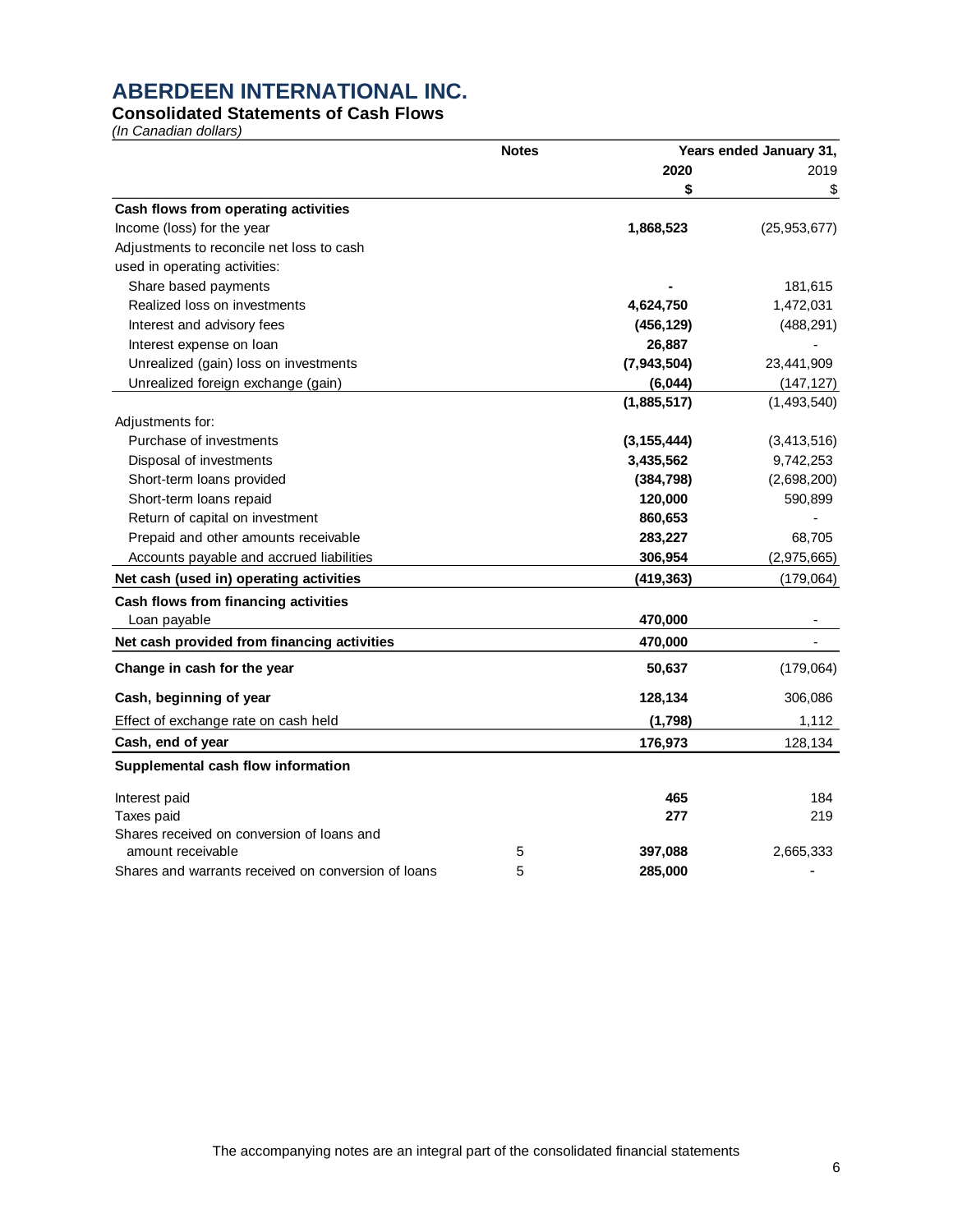# ABERDEEN INTERNATIONAL INC.

## Consolidated Statements of Cash Flows

*(In Canadian dollars)*

| | Notes | Years ended January 31, | |
|---|---|---|---|
| | | **2020** | 2019 |
| | | **$** | $ |
| **Cash flows from operating activities** | | | |
| Income (loss) for the year | | **1,868,523** | (25,953,677) |
| Adjustments to reconcile net loss to cash used in operating activities: | | | |
| Share based payments | | **-** | 181,615 |
| Realized loss on investments | | **4,624,750** | 1,472,031 |
| Interest and advisory fees | | **(456,129)** | (488,291) |
| Interest expense on loan | | **26,887** | - |
| Unrealized (gain) loss on investments | | **(7,943,504)** | 23,441,909 |
| Unrealized foreign exchange (gain) | | **(6,044)** | (147,127) |
| | | **(1,885,517)** | (1,493,540) |
| Adjustments for: | | | |
| Purchase of investments | | **(3,155,444)** | (3,413,516) |
| Disposal of investments | | **3,435,562** | 9,742,253 |
| Short-term loans provided | | **(384,798)** | (2,698,200) |
| Short-term loans repaid | | **120,000** | 590,899 |
| Return of capital on investment | | **860,653** | - |
| Prepaid and other amounts receivable | | **283,227** | 68,705 |
| Accounts payable and accrued liabilities | | **306,954** | (2,975,665) |
| **Net cash (used in) operating activities** | | **(419,363)** | (179,064) |
| **Cash flows from financing activities** | | | |
| Loan payable | | **470,000** | - |
| **Net cash provided from financing activities** | | **470,000** | - |
| **Change in cash for the year** | | **50,637** | (179,064) |
| **Cash, beginning of year** | | **128,134** | 306,086 |
| Effect of exchange rate on cash held | | **(1,798)** | 1,112 |
| **Cash, end of year** | | **176,973** | 128,134 |
| **Supplemental cash flow information** | | | |
| Interest paid | | **465** | 184 |
| Taxes paid | | **277** | 219 |
| Shares received on conversion of loans and amount receivable | 5 | **397,088** | 2,665,333 |
| Shares and warrants received on conversion of loans | 5 | **285,000** | - |

The accompanying notes are an integral part of the consolidated financial statements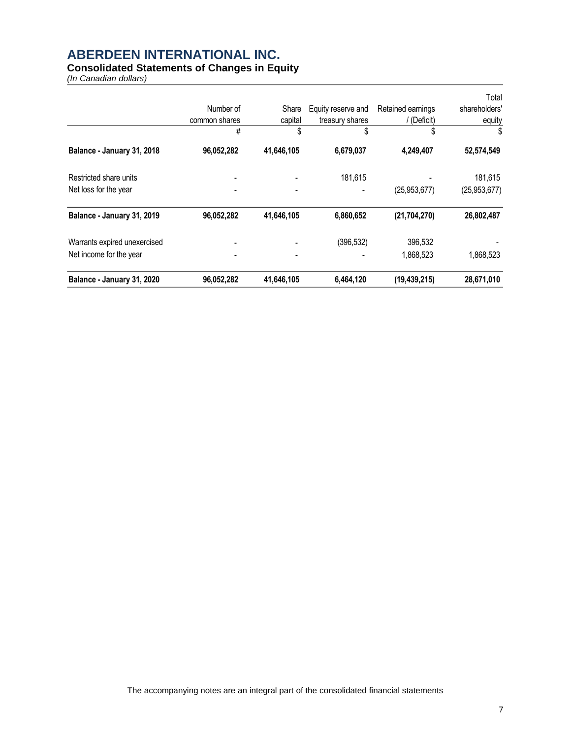# ABERDEEN INTERNATIONAL INC.

## Consolidated Statements of Changes in Equity

*(In Canadian dollars)*

| | Number of common shares | Share capital | Equity reserve and treasury shares | Retained earnings / (Deficit) | Total shareholders' equity |
|---|---|---|---|---|---|
| | # | $ | $ | $ | $ |
| **Balance - January 31, 2018** | **96,052,282** | **41,646,105** | **6,679,037** | **4,249,407** | **52,574,549** |
| Restricted share units | - | - | 181,615 | - | 181,615 |
| Net loss for the year | - | - | - | (25,953,677) | (25,953,677) |
| **Balance - January 31, 2019** | **96,052,282** | **41,646,105** | **6,860,652** | **(21,704,270)** | **26,802,487** |
| Warrants expired unexercised | - | - | (396,532) | 396,532 | - |
| Net income for the year | - | - | - | 1,868,523 | 1,868,523 |
| **Balance - January 31, 2020** | **96,052,282** | **41,646,105** | **6,464,120** | **(19,439,215)** | **28,671,010** |

The accompanying notes are an integral part of the consolidated financial statements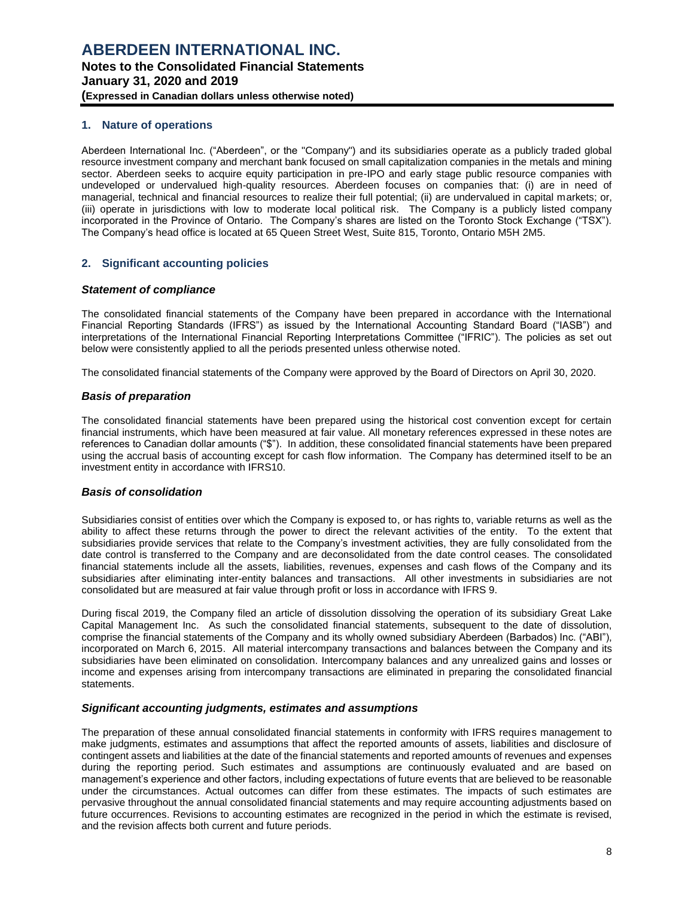## 1. Nature of operations

Aberdeen International Inc. ("Aberdeen", or the "Company") and its subsidiaries operate as a publicly traded global resource investment company and merchant bank focused on small capitalization companies in the metals and mining sector. Aberdeen seeks to acquire equity participation in pre-IPO and early stage public resource companies with undeveloped or undervalued high-quality resources. Aberdeen focuses on companies that: (i) are in need of managerial, technical and financial resources to realize their full potential; (ii) are undervalued in capital markets; or, (iii) operate in jurisdictions with low to moderate local political risk. The Company is a publicly listed company incorporated in the Province of Ontario. The Company's shares are listed on the Toronto Stock Exchange ("TSX"). The Company's head office is located at 65 Queen Street West, Suite 815, Toronto, Ontario M5H 2M5.

## 2. Significant accounting policies

### *Statement of compliance*

The consolidated financial statements of the Company have been prepared in accordance with the International Financial Reporting Standards (IFRS") as issued by the International Accounting Standard Board ("IASB") and interpretations of the International Financial Reporting Interpretations Committee ("IFRIC"). The policies as set out below were consistently applied to all the periods presented unless otherwise noted.

The consolidated financial statements of the Company were approved by the Board of Directors on April 30, 2020.

### *Basis of preparation*

The consolidated financial statements have been prepared using the historical cost convention except for certain financial instruments, which have been measured at fair value. All monetary references expressed in these notes are references to Canadian dollar amounts ("$"). In addition, these consolidated financial statements have been prepared using the accrual basis of accounting except for cash flow information. The Company has determined itself to be an investment entity in accordance with IFRS10.

### *Basis of consolidation*

Subsidiaries consist of entities over which the Company is exposed to, or has rights to, variable returns as well as the ability to affect these returns through the power to direct the relevant activities of the entity. To the extent that subsidiaries provide services that relate to the Company's investment activities, they are fully consolidated from the date control is transferred to the Company and are deconsolidated from the date control ceases. The consolidated financial statements include all the assets, liabilities, revenues, expenses and cash flows of the Company and its subsidiaries after eliminating inter-entity balances and transactions. All other investments in subsidiaries are not consolidated but are measured at fair value through profit or loss in accordance with IFRS 9.

During fiscal 2019, the Company filed an article of dissolution dissolving the operation of its subsidiary Great Lake Capital Management Inc. As such the consolidated financial statements, subsequent to the date of dissolution, comprise the financial statements of the Company and its wholly owned subsidiary Aberdeen (Barbados) Inc. ("ABI"), incorporated on March 6, 2015. All material intercompany transactions and balances between the Company and its subsidiaries have been eliminated on consolidation. Intercompany balances and any unrealized gains and losses or income and expenses arising from intercompany transactions are eliminated in preparing the consolidated financial statements.

### *Significant accounting judgments, estimates and assumptions*

The preparation of these annual consolidated financial statements in conformity with IFRS requires management to make judgments, estimates and assumptions that affect the reported amounts of assets, liabilities and disclosure of contingent assets and liabilities at the date of the financial statements and reported amounts of revenues and expenses during the reporting period. Such estimates and assumptions are continuously evaluated and are based on management's experience and other factors, including expectations of future events that are believed to be reasonable under the circumstances. Actual outcomes can differ from these estimates. The impacts of such estimates are pervasive throughout the annual consolidated financial statements and may require accounting adjustments based on future occurrences. Revisions to accounting estimates are recognized in the period in which the estimate is revised, and the revision affects both current and future periods.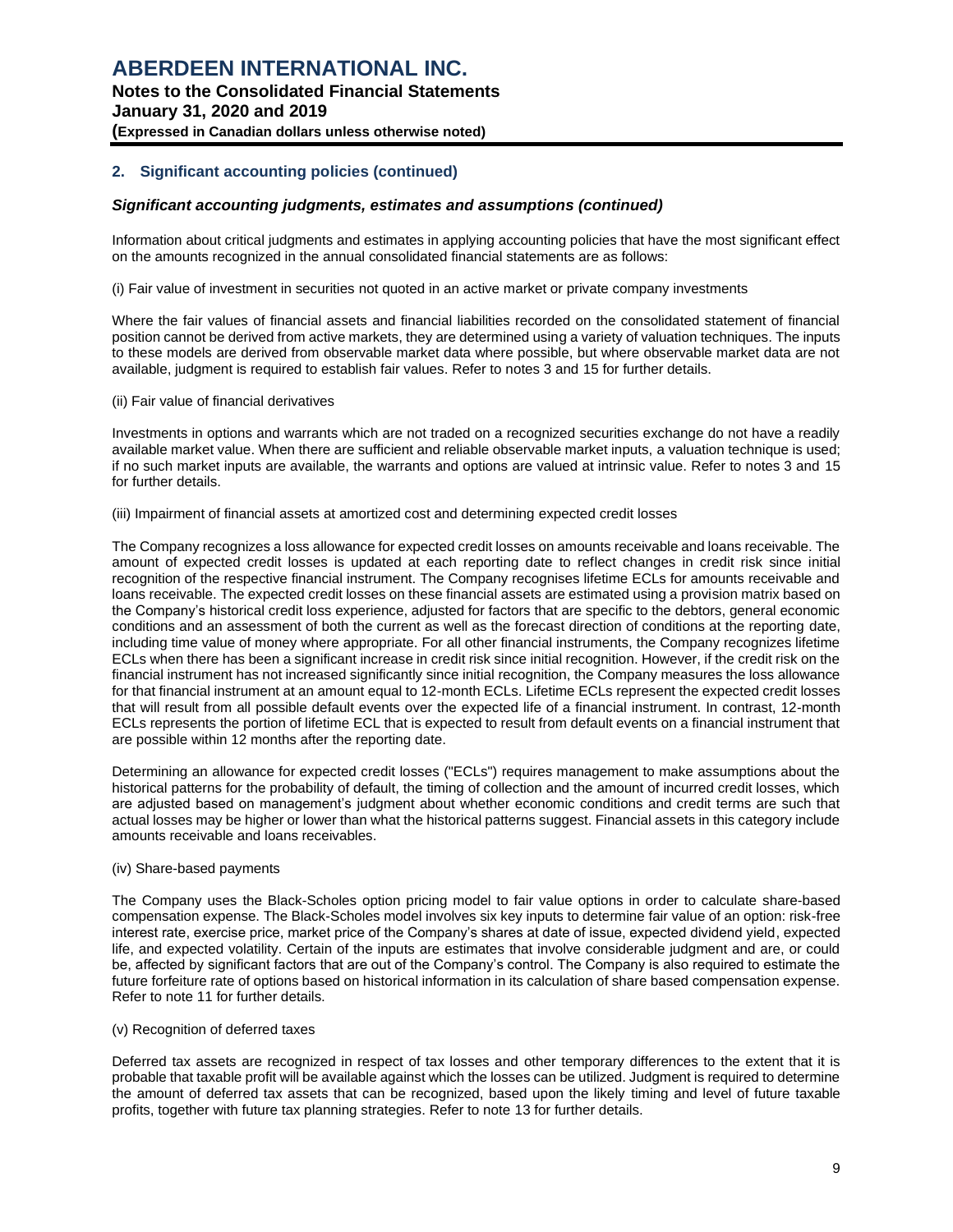## 2. Significant accounting policies (continued)

### *Significant accounting judgments, estimates and assumptions (continued)*

Information about critical judgments and estimates in applying accounting policies that have the most significant effect on the amounts recognized in the annual consolidated financial statements are as follows:

(i) Fair value of investment in securities not quoted in an active market or private company investments

Where the fair values of financial assets and financial liabilities recorded on the consolidated statement of financial position cannot be derived from active markets, they are determined using a variety of valuation techniques. The inputs to these models are derived from observable market data where possible, but where observable market data are not available, judgment is required to establish fair values. Refer to notes 3 and 15 for further details.

(ii) Fair value of financial derivatives

Investments in options and warrants which are not traded on a recognized securities exchange do not have a readily available market value. When there are sufficient and reliable observable market inputs, a valuation technique is used; if no such market inputs are available, the warrants and options are valued at intrinsic value. Refer to notes 3 and 15 for further details.

(iii) Impairment of financial assets at amortized cost and determining expected credit losses

The Company recognizes a loss allowance for expected credit losses on amounts receivable and loans receivable. The amount of expected credit losses is updated at each reporting date to reflect changes in credit risk since initial recognition of the respective financial instrument. The Company recognises lifetime ECLs for amounts receivable and loans receivable. The expected credit losses on these financial assets are estimated using a provision matrix based on the Company's historical credit loss experience, adjusted for factors that are specific to the debtors, general economic conditions and an assessment of both the current as well as the forecast direction of conditions at the reporting date, including time value of money where appropriate. For all other financial instruments, the Company recognizes lifetime ECLs when there has been a significant increase in credit risk since initial recognition. However, if the credit risk on the financial instrument has not increased significantly since initial recognition, the Company measures the loss allowance for that financial instrument at an amount equal to 12-month ECLs. Lifetime ECLs represent the expected credit losses that will result from all possible default events over the expected life of a financial instrument. In contrast, 12-month ECLs represents the portion of lifetime ECL that is expected to result from default events on a financial instrument that are possible within 12 months after the reporting date.

Determining an allowance for expected credit losses ("ECLs") requires management to make assumptions about the historical patterns for the probability of default, the timing of collection and the amount of incurred credit losses, which are adjusted based on management's judgment about whether economic conditions and credit terms are such that actual losses may be higher or lower than what the historical patterns suggest. Financial assets in this category include amounts receivable and loans receivables.

(iv) Share-based payments

The Company uses the Black-Scholes option pricing model to fair value options in order to calculate share-based compensation expense. The Black-Scholes model involves six key inputs to determine fair value of an option: risk-free interest rate, exercise price, market price of the Company's shares at date of issue, expected dividend yield, expected life, and expected volatility. Certain of the inputs are estimates that involve considerable judgment and are, or could be, affected by significant factors that are out of the Company's control. The Company is also required to estimate the future forfeiture rate of options based on historical information in its calculation of share based compensation expense. Refer to note 11 for further details.

(v) Recognition of deferred taxes

Deferred tax assets are recognized in respect of tax losses and other temporary differences to the extent that it is probable that taxable profit will be available against which the losses can be utilized. Judgment is required to determine the amount of deferred tax assets that can be recognized, based upon the likely timing and level of future taxable profits, together with future tax planning strategies. Refer to note 13 for further details.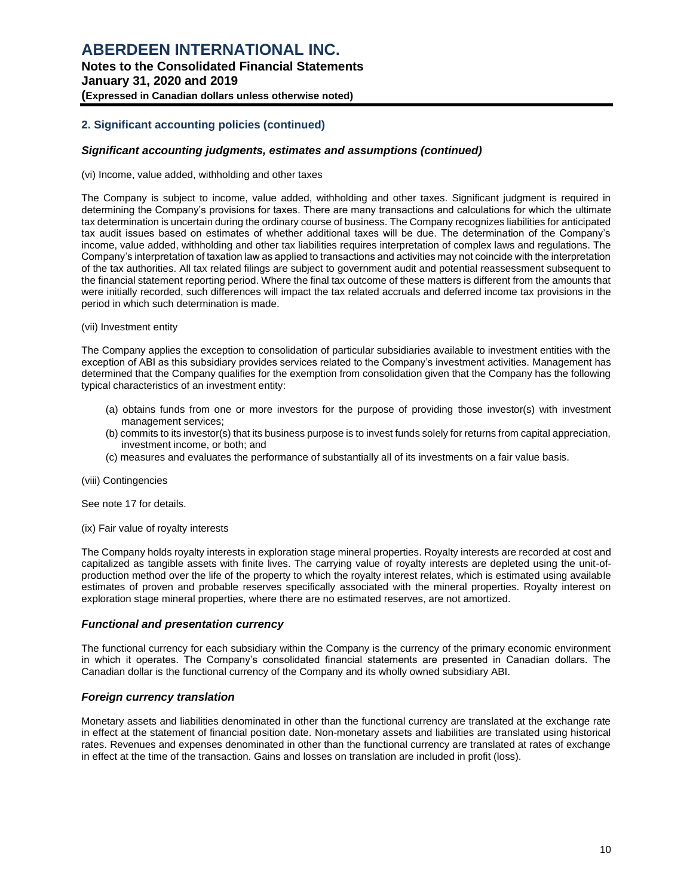## 2. Significant accounting policies (continued)

### *Significant accounting judgments, estimates and assumptions (continued)*

(vi) Income, value added, withholding and other taxes

The Company is subject to income, value added, withholding and other taxes. Significant judgment is required in determining the Company's provisions for taxes. There are many transactions and calculations for which the ultimate tax determination is uncertain during the ordinary course of business. The Company recognizes liabilities for anticipated tax audit issues based on estimates of whether additional taxes will be due. The determination of the Company's income, value added, withholding and other tax liabilities requires interpretation of complex laws and regulations. The Company's interpretation of taxation law as applied to transactions and activities may not coincide with the interpretation of the tax authorities. All tax related filings are subject to government audit and potential reassessment subsequent to the financial statement reporting period. Where the final tax outcome of these matters is different from the amounts that were initially recorded, such differences will impact the tax related accruals and deferred income tax provisions in the period in which such determination is made.

(vii) Investment entity

The Company applies the exception to consolidation of particular subsidiaries available to investment entities with the exception of ABI as this subsidiary provides services related to the Company's investment activities. Management has determined that the Company qualifies for the exemption from consolidation given that the Company has the following typical characteristics of an investment entity:

(a) obtains funds from one or more investors for the purpose of providing those investor(s) with investment management services;
(b) commits to its investor(s) that its business purpose is to invest funds solely for returns from capital appreciation, investment income, or both; and
(c) measures and evaluates the performance of substantially all of its investments on a fair value basis.

(viii) Contingencies

See note 17 for details.

(ix) Fair value of royalty interests

The Company holds royalty interests in exploration stage mineral properties. Royalty interests are recorded at cost and capitalized as tangible assets with finite lives. The carrying value of royalty interests are depleted using the unit-of-production method over the life of the property to which the royalty interest relates, which is estimated using available estimates of proven and probable reserves specifically associated with the mineral properties. Royalty interest on exploration stage mineral properties, where there are no estimated reserves, are not amortized.

### *Functional and presentation currency*

The functional currency for each subsidiary within the Company is the currency of the primary economic environment in which it operates. The Company's consolidated financial statements are presented in Canadian dollars. The Canadian dollar is the functional currency of the Company and its wholly owned subsidiary ABI.

### *Foreign currency translation*

Monetary assets and liabilities denominated in other than the functional currency are translated at the exchange rate in effect at the statement of financial position date. Non-monetary assets and liabilities are translated using historical rates. Revenues and expenses denominated in other than the functional currency are translated at rates of exchange in effect at the time of the transaction. Gains and losses on translation are included in profit (loss).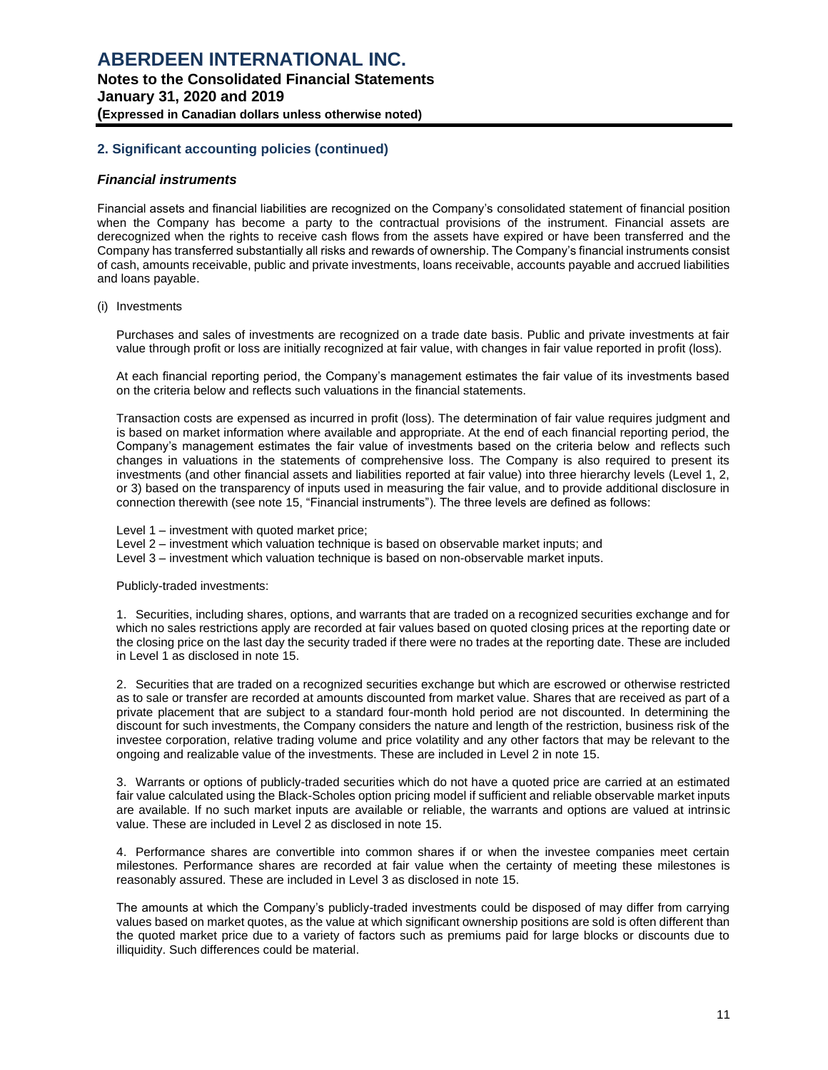## 2. Significant accounting policies (continued)

### *Financial instruments*

Financial assets and financial liabilities are recognized on the Company's consolidated statement of financial position when the Company has become a party to the contractual provisions of the instrument. Financial assets are derecognized when the rights to receive cash flows from the assets have expired or have been transferred and the Company has transferred substantially all risks and rewards of ownership. The Company's financial instruments consist of cash, amounts receivable, public and private investments, loans receivable, accounts payable and accrued liabilities and loans payable.

(i) Investments

Purchases and sales of investments are recognized on a trade date basis. Public and private investments at fair value through profit or loss are initially recognized at fair value, with changes in fair value reported in profit (loss).

At each financial reporting period, the Company's management estimates the fair value of its investments based on the criteria below and reflects such valuations in the financial statements.

Transaction costs are expensed as incurred in profit (loss). The determination of fair value requires judgment and is based on market information where available and appropriate. At the end of each financial reporting period, the Company's management estimates the fair value of investments based on the criteria below and reflects such changes in valuations in the statements of comprehensive loss. The Company is also required to present its investments (and other financial assets and liabilities reported at fair value) into three hierarchy levels (Level 1, 2, or 3) based on the transparency of inputs used in measuring the fair value, and to provide additional disclosure in connection therewith (see note 15, "Financial instruments"). The three levels are defined as follows:

Level 1 – investment with quoted market price;
Level 2 – investment which valuation technique is based on observable market inputs; and
Level 3 – investment which valuation technique is based on non-observable market inputs.

Publicly-traded investments:

1. Securities, including shares, options, and warrants that are traded on a recognized securities exchange and for which no sales restrictions apply are recorded at fair values based on quoted closing prices at the reporting date or the closing price on the last day the security traded if there were no trades at the reporting date. These are included in Level 1 as disclosed in note 15.

2. Securities that are traded on a recognized securities exchange but which are escrowed or otherwise restricted as to sale or transfer are recorded at amounts discounted from market value. Shares that are received as part of a private placement that are subject to a standard four-month hold period are not discounted. In determining the discount for such investments, the Company considers the nature and length of the restriction, business risk of the investee corporation, relative trading volume and price volatility and any other factors that may be relevant to the ongoing and realizable value of the investments. These are included in Level 2 in note 15.

3. Warrants or options of publicly-traded securities which do not have a quoted price are carried at an estimated fair value calculated using the Black-Scholes option pricing model if sufficient and reliable observable market inputs are available. If no such market inputs are available or reliable, the warrants and options are valued at intrinsic value. These are included in Level 2 as disclosed in note 15.

4. Performance shares are convertible into common shares if or when the investee companies meet certain milestones. Performance shares are recorded at fair value when the certainty of meeting these milestones is reasonably assured. These are included in Level 3 as disclosed in note 15.

The amounts at which the Company's publicly-traded investments could be disposed of may differ from carrying values based on market quotes, as the value at which significant ownership positions are sold is often different than the quoted market price due to a variety of factors such as premiums paid for large blocks or discounts due to illiquidity. Such differences could be material.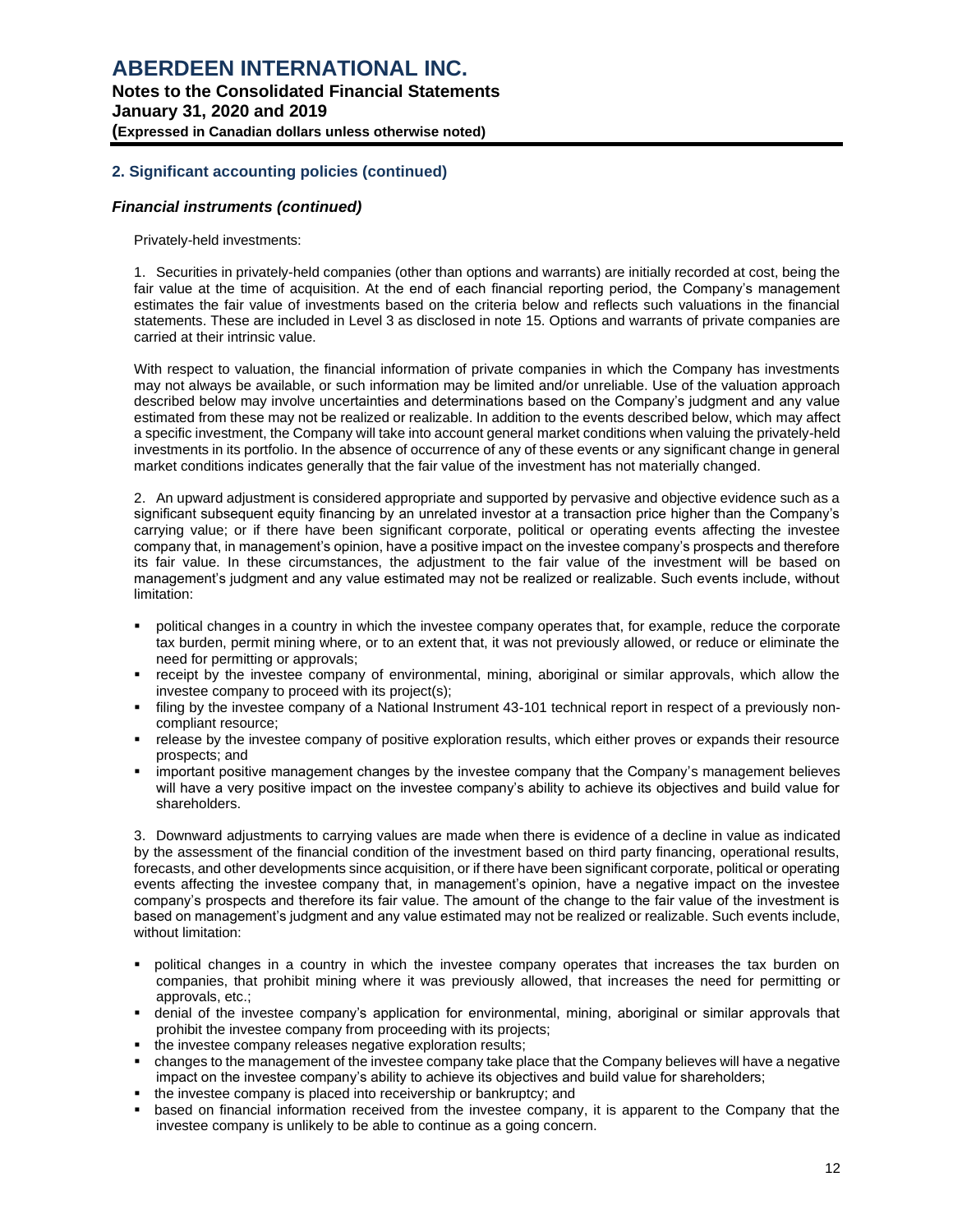## 2. Significant accounting policies (continued)

### *Financial instruments (continued)*

Privately-held investments:

1. Securities in privately-held companies (other than options and warrants) are initially recorded at cost, being the fair value at the time of acquisition. At the end of each financial reporting period, the Company's management estimates the fair value of investments based on the criteria below and reflects such valuations in the financial statements. These are included in Level 3 as disclosed in note 15. Options and warrants of private companies are carried at their intrinsic value.

With respect to valuation, the financial information of private companies in which the Company has investments may not always be available, or such information may be limited and/or unreliable. Use of the valuation approach described below may involve uncertainties and determinations based on the Company's judgment and any value estimated from these may not be realized or realizable. In addition to the events described below, which may affect a specific investment, the Company will take into account general market conditions when valuing the privately-held investments in its portfolio. In the absence of occurrence of any of these events or any significant change in general market conditions indicates generally that the fair value of the investment has not materially changed.

2. An upward adjustment is considered appropriate and supported by pervasive and objective evidence such as a significant subsequent equity financing by an unrelated investor at a transaction price higher than the Company's carrying value; or if there have been significant corporate, political or operating events affecting the investee company that, in management's opinion, have a positive impact on the investee company's prospects and therefore its fair value. In these circumstances, the adjustment to the fair value of the investment will be based on management's judgment and any value estimated may not be realized or realizable. Such events include, without limitation:

- political changes in a country in which the investee company operates that, for example, reduce the corporate tax burden, permit mining where, or to an extent that, it was not previously allowed, or reduce or eliminate the need for permitting or approvals;
- receipt by the investee company of environmental, mining, aboriginal or similar approvals, which allow the investee company to proceed with its project(s);
- filing by the investee company of a National Instrument 43-101 technical report in respect of a previously non-compliant resource;
- release by the investee company of positive exploration results, which either proves or expands their resource prospects; and
- important positive management changes by the investee company that the Company's management believes will have a very positive impact on the investee company's ability to achieve its objectives and build value for shareholders.

3. Downward adjustments to carrying values are made when there is evidence of a decline in value as indicated by the assessment of the financial condition of the investment based on third party financing, operational results, forecasts, and other developments since acquisition, or if there have been significant corporate, political or operating events affecting the investee company that, in management's opinion, have a negative impact on the investee company's prospects and therefore its fair value. The amount of the change to the fair value of the investment is based on management's judgment and any value estimated may not be realized or realizable. Such events include, without limitation:

- political changes in a country in which the investee company operates that increases the tax burden on companies, that prohibit mining where it was previously allowed, that increases the need for permitting or approvals, etc.;
- denial of the investee company's application for environmental, mining, aboriginal or similar approvals that prohibit the investee company from proceeding with its projects;
- the investee company releases negative exploration results;
- changes to the management of the investee company take place that the Company believes will have a negative impact on the investee company's ability to achieve its objectives and build value for shareholders;
- the investee company is placed into receivership or bankruptcy; and
- based on financial information received from the investee company, it is apparent to the Company that the investee company is unlikely to be able to continue as a going concern.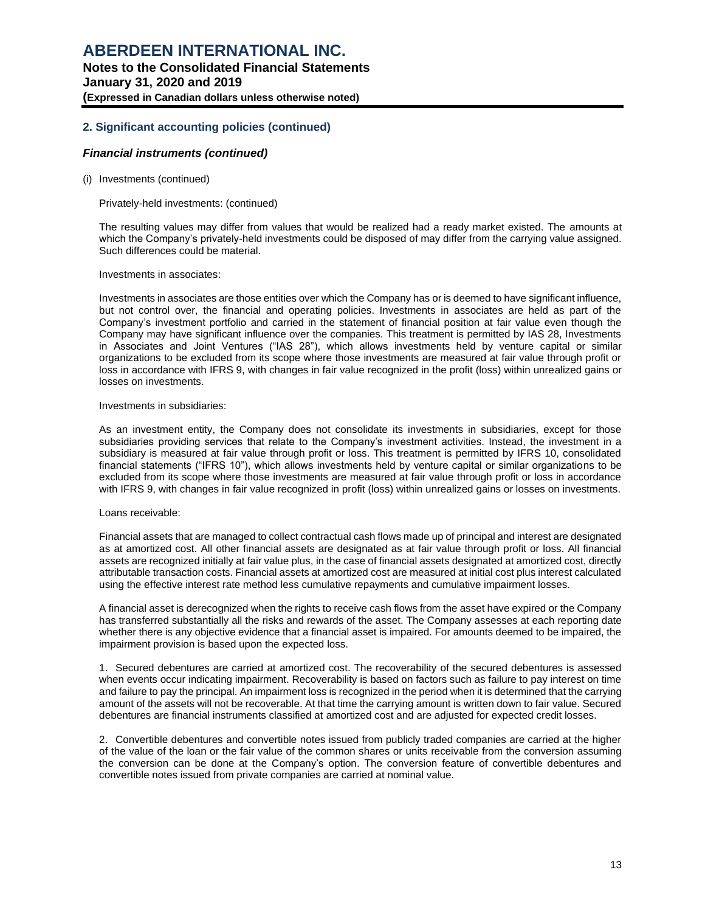## 2. Significant accounting policies (continued)

### *Financial instruments (continued)*

(i) Investments (continued)

Privately-held investments: (continued)

The resulting values may differ from values that would be realized had a ready market existed. The amounts at which the Company's privately-held investments could be disposed of may differ from the carrying value assigned. Such differences could be material.

Investments in associates:

Investments in associates are those entities over which the Company has or is deemed to have significant influence, but not control over, the financial and operating policies. Investments in associates are held as part of the Company's investment portfolio and carried in the statement of financial position at fair value even though the Company may have significant influence over the companies. This treatment is permitted by IAS 28, Investments in Associates and Joint Ventures ("IAS 28"), which allows investments held by venture capital or similar organizations to be excluded from its scope where those investments are measured at fair value through profit or loss in accordance with IFRS 9, with changes in fair value recognized in the profit (loss) within unrealized gains or losses on investments.

Investments in subsidiaries:

As an investment entity, the Company does not consolidate its investments in subsidiaries, except for those subsidiaries providing services that relate to the Company's investment activities. Instead, the investment in a subsidiary is measured at fair value through profit or loss. This treatment is permitted by IFRS 10, consolidated financial statements ("IFRS 10"), which allows investments held by venture capital or similar organizations to be excluded from its scope where those investments are measured at fair value through profit or loss in accordance with IFRS 9, with changes in fair value recognized in profit (loss) within unrealized gains or losses on investments.

Loans receivable:

Financial assets that are managed to collect contractual cash flows made up of principal and interest are designated as at amortized cost. All other financial assets are designated as at fair value through profit or loss. All financial assets are recognized initially at fair value plus, in the case of financial assets designated at amortized cost, directly attributable transaction costs. Financial assets at amortized cost are measured at initial cost plus interest calculated using the effective interest rate method less cumulative repayments and cumulative impairment losses.

A financial asset is derecognized when the rights to receive cash flows from the asset have expired or the Company has transferred substantially all the risks and rewards of the asset. The Company assesses at each reporting date whether there is any objective evidence that a financial asset is impaired. For amounts deemed to be impaired, the impairment provision is based upon the expected loss.

1. Secured debentures are carried at amortized cost. The recoverability of the secured debentures is assessed when events occur indicating impairment. Recoverability is based on factors such as failure to pay interest on time and failure to pay the principal. An impairment loss is recognized in the period when it is determined that the carrying amount of the assets will not be recoverable. At that time the carrying amount is written down to fair value. Secured debentures are financial instruments classified at amortized cost and are adjusted for expected credit losses.

2. Convertible debentures and convertible notes issued from publicly traded companies are carried at the higher of the value of the loan or the fair value of the common shares or units receivable from the conversion assuming the conversion can be done at the Company's option. The conversion feature of convertible debentures and convertible notes issued from private companies are carried at nominal value.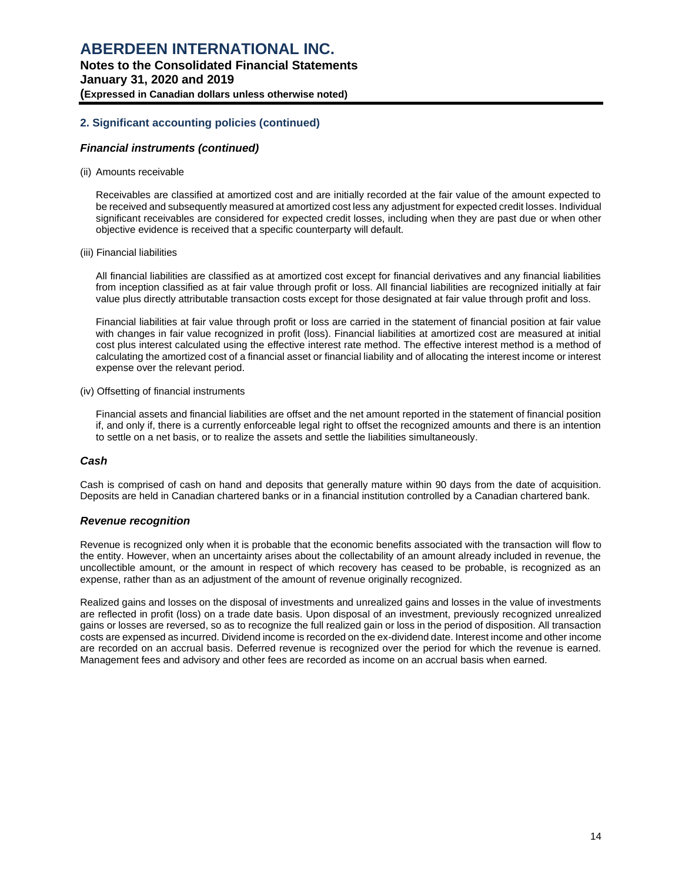## 2. Significant accounting policies (continued)

### *Financial instruments (continued)*

(ii) Amounts receivable

Receivables are classified at amortized cost and are initially recorded at the fair value of the amount expected to be received and subsequently measured at amortized cost less any adjustment for expected credit losses. Individual significant receivables are considered for expected credit losses, including when they are past due or when other objective evidence is received that a specific counterparty will default.

(iii) Financial liabilities

All financial liabilities are classified as at amortized cost except for financial derivatives and any financial liabilities from inception classified as at fair value through profit or loss. All financial liabilities are recognized initially at fair value plus directly attributable transaction costs except for those designated at fair value through profit and loss.

Financial liabilities at fair value through profit or loss are carried in the statement of financial position at fair value with changes in fair value recognized in profit (loss). Financial liabilities at amortized cost are measured at initial cost plus interest calculated using the effective interest rate method. The effective interest method is a method of calculating the amortized cost of a financial asset or financial liability and of allocating the interest income or interest expense over the relevant period.

(iv) Offsetting of financial instruments

Financial assets and financial liabilities are offset and the net amount reported in the statement of financial position if, and only if, there is a currently enforceable legal right to offset the recognized amounts and there is an intention to settle on a net basis, or to realize the assets and settle the liabilities simultaneously.

### *Cash*

Cash is comprised of cash on hand and deposits that generally mature within 90 days from the date of acquisition. Deposits are held in Canadian chartered banks or in a financial institution controlled by a Canadian chartered bank.

### *Revenue recognition*

Revenue is recognized only when it is probable that the economic benefits associated with the transaction will flow to the entity. However, when an uncertainty arises about the collectability of an amount already included in revenue, the uncollectible amount, or the amount in respect of which recovery has ceased to be probable, is recognized as an expense, rather than as an adjustment of the amount of revenue originally recognized.

Realized gains and losses on the disposal of investments and unrealized gains and losses in the value of investments are reflected in profit (loss) on a trade date basis. Upon disposal of an investment, previously recognized unrealized gains or losses are reversed, so as to recognize the full realized gain or loss in the period of disposition. All transaction costs are expensed as incurred. Dividend income is recorded on the ex-dividend date. Interest income and other income are recorded on an accrual basis. Deferred revenue is recognized over the period for which the revenue is earned. Management fees and advisory and other fees are recorded as income on an accrual basis when earned.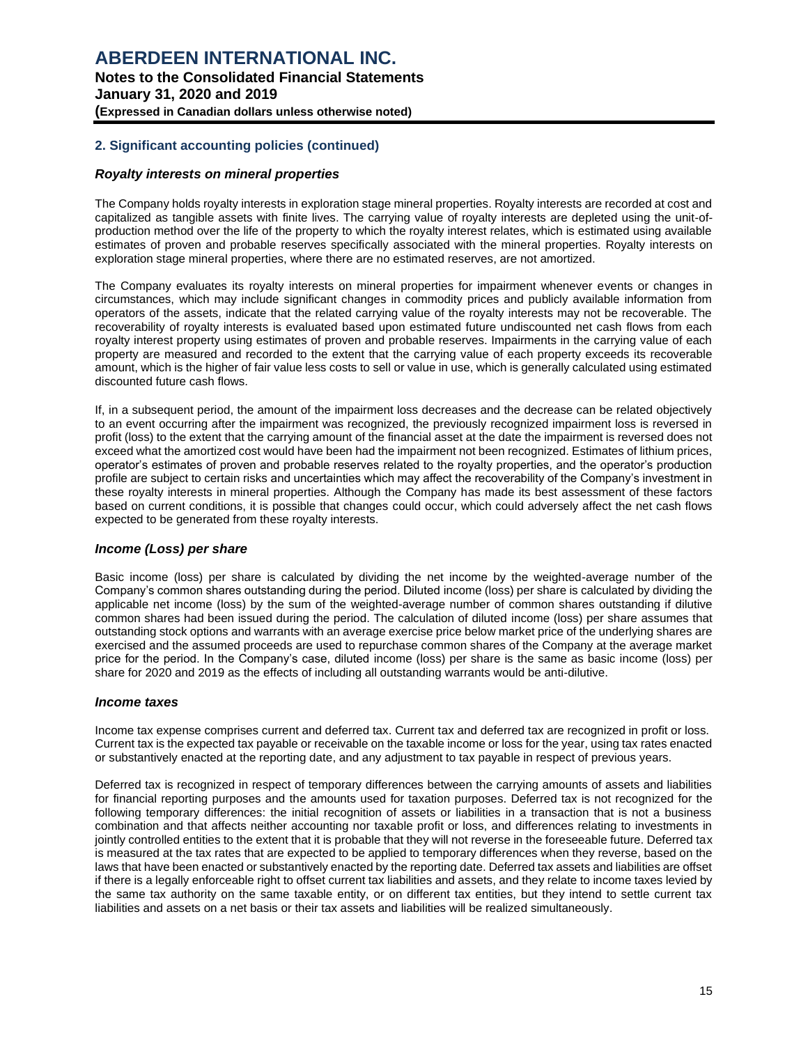## 2. Significant accounting policies (continued)

### *Royalty interests on mineral properties*

The Company holds royalty interests in exploration stage mineral properties. Royalty interests are recorded at cost and capitalized as tangible assets with finite lives. The carrying value of royalty interests are depleted using the unit-of-production method over the life of the property to which the royalty interest relates, which is estimated using available estimates of proven and probable reserves specifically associated with the mineral properties. Royalty interests on exploration stage mineral properties, where there are no estimated reserves, are not amortized.

The Company evaluates its royalty interests on mineral properties for impairment whenever events or changes in circumstances, which may include significant changes in commodity prices and publicly available information from operators of the assets, indicate that the related carrying value of the royalty interests may not be recoverable. The recoverability of royalty interests is evaluated based upon estimated future undiscounted net cash flows from each royalty interest property using estimates of proven and probable reserves. Impairments in the carrying value of each property are measured and recorded to the extent that the carrying value of each property exceeds its recoverable amount, which is the higher of fair value less costs to sell or value in use, which is generally calculated using estimated discounted future cash flows.

If, in a subsequent period, the amount of the impairment loss decreases and the decrease can be related objectively to an event occurring after the impairment was recognized, the previously recognized impairment loss is reversed in profit (loss) to the extent that the carrying amount of the financial asset at the date the impairment is reversed does not exceed what the amortized cost would have been had the impairment not been recognized. Estimates of lithium prices, operator's estimates of proven and probable reserves related to the royalty properties, and the operator's production profile are subject to certain risks and uncertainties which may affect the recoverability of the Company's investment in these royalty interests in mineral properties. Although the Company has made its best assessment of these factors based on current conditions, it is possible that changes could occur, which could adversely affect the net cash flows expected to be generated from these royalty interests.

### *Income (Loss) per share*

Basic income (loss) per share is calculated by dividing the net income by the weighted-average number of the Company's common shares outstanding during the period. Diluted income (loss) per share is calculated by dividing the applicable net income (loss) by the sum of the weighted-average number of common shares outstanding if dilutive common shares had been issued during the period. The calculation of diluted income (loss) per share assumes that outstanding stock options and warrants with an average exercise price below market price of the underlying shares are exercised and the assumed proceeds are used to repurchase common shares of the Company at the average market price for the period. In the Company's case, diluted income (loss) per share is the same as basic income (loss) per share for 2020 and 2019 as the effects of including all outstanding warrants would be anti-dilutive.

### *Income taxes*

Income tax expense comprises current and deferred tax. Current tax and deferred tax are recognized in profit or loss. Current tax is the expected tax payable or receivable on the taxable income or loss for the year, using tax rates enacted or substantively enacted at the reporting date, and any adjustment to tax payable in respect of previous years.

Deferred tax is recognized in respect of temporary differences between the carrying amounts of assets and liabilities for financial reporting purposes and the amounts used for taxation purposes. Deferred tax is not recognized for the following temporary differences: the initial recognition of assets or liabilities in a transaction that is not a business combination and that affects neither accounting nor taxable profit or loss, and differences relating to investments in jointly controlled entities to the extent that it is probable that they will not reverse in the foreseeable future. Deferred tax is measured at the tax rates that are expected to be applied to temporary differences when they reverse, based on the laws that have been enacted or substantively enacted by the reporting date. Deferred tax assets and liabilities are offset if there is a legally enforceable right to offset current tax liabilities and assets, and they relate to income taxes levied by the same tax authority on the same taxable entity, or on different tax entities, but they intend to settle current tax liabilities and assets on a net basis or their tax assets and liabilities will be realized simultaneously.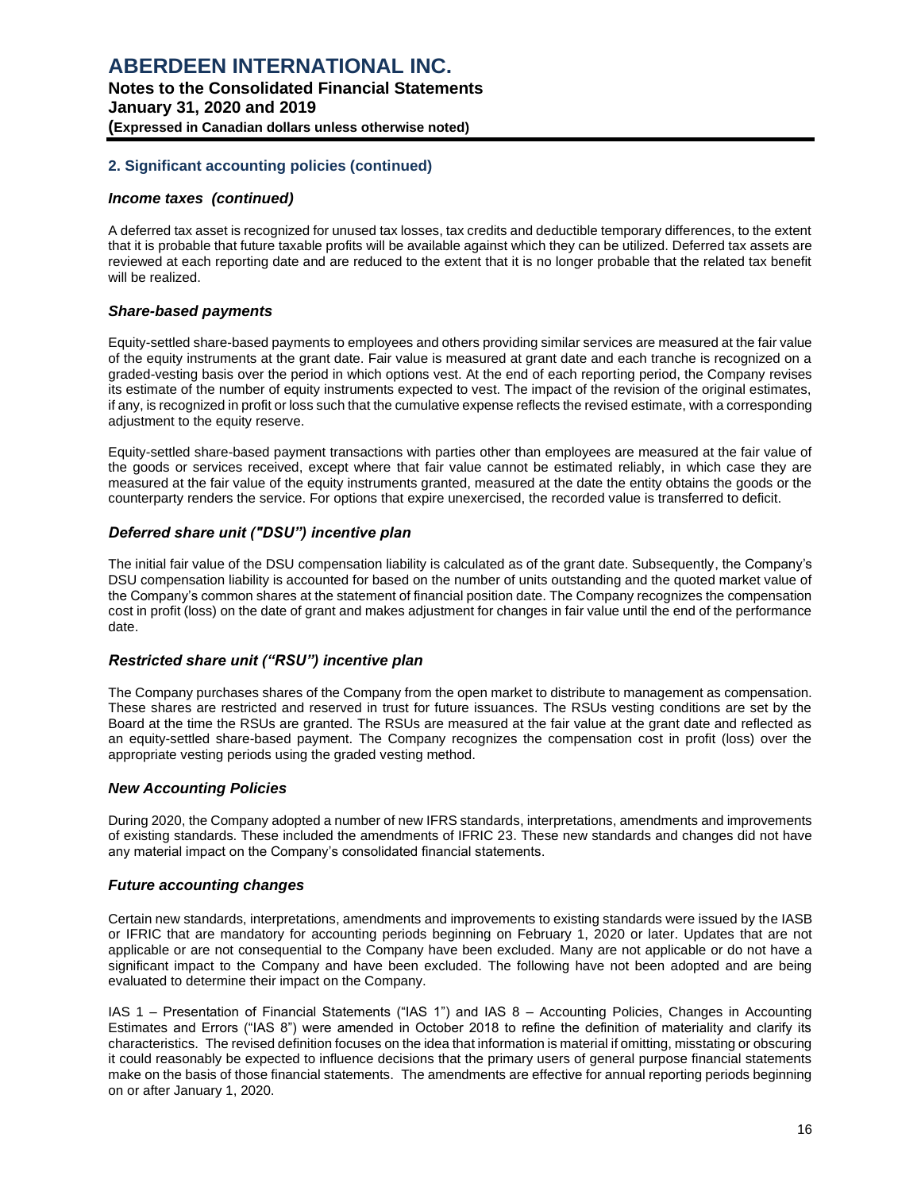## 2. Significant accounting policies (continued)

### *Income taxes (continued)*

A deferred tax asset is recognized for unused tax losses, tax credits and deductible temporary differences, to the extent that it is probable that future taxable profits will be available against which they can be utilized. Deferred tax assets are reviewed at each reporting date and are reduced to the extent that it is no longer probable that the related tax benefit will be realized.

### *Share-based payments*

Equity-settled share-based payments to employees and others providing similar services are measured at the fair value of the equity instruments at the grant date. Fair value is measured at grant date and each tranche is recognized on a graded-vesting basis over the period in which options vest. At the end of each reporting period, the Company revises its estimate of the number of equity instruments expected to vest. The impact of the revision of the original estimates, if any, is recognized in profit or loss such that the cumulative expense reflects the revised estimate, with a corresponding adjustment to the equity reserve.

Equity-settled share-based payment transactions with parties other than employees are measured at the fair value of the goods or services received, except where that fair value cannot be estimated reliably, in which case they are measured at the fair value of the equity instruments granted, measured at the date the entity obtains the goods or the counterparty renders the service. For options that expire unexercised, the recorded value is transferred to deficit.

### *Deferred share unit ("DSU") incentive plan*

The initial fair value of the DSU compensation liability is calculated as of the grant date. Subsequently, the Company's DSU compensation liability is accounted for based on the number of units outstanding and the quoted market value of the Company's common shares at the statement of financial position date. The Company recognizes the compensation cost in profit (loss) on the date of grant and makes adjustment for changes in fair value until the end of the performance date.

### *Restricted share unit ("RSU") incentive plan*

The Company purchases shares of the Company from the open market to distribute to management as compensation. These shares are restricted and reserved in trust for future issuances. The RSUs vesting conditions are set by the Board at the time the RSUs are granted. The RSUs are measured at the fair value at the grant date and reflected as an equity-settled share-based payment. The Company recognizes the compensation cost in profit (loss) over the appropriate vesting periods using the graded vesting method.

### *New Accounting Policies*

During 2020, the Company adopted a number of new IFRS standards, interpretations, amendments and improvements of existing standards. These included the amendments of IFRIC 23. These new standards and changes did not have any material impact on the Company's consolidated financial statements.

### *Future accounting changes*

Certain new standards, interpretations, amendments and improvements to existing standards were issued by the IASB or IFRIC that are mandatory for accounting periods beginning on February 1, 2020 or later. Updates that are not applicable or are not consequential to the Company have been excluded. Many are not applicable or do not have a significant impact to the Company and have been excluded. The following have not been adopted and are being evaluated to determine their impact on the Company.

IAS 1 – Presentation of Financial Statements ("IAS 1") and IAS 8 – Accounting Policies, Changes in Accounting Estimates and Errors ("IAS 8") were amended in October 2018 to refine the definition of materiality and clarify its characteristics. The revised definition focuses on the idea that information is material if omitting, misstating or obscuring it could reasonably be expected to influence decisions that the primary users of general purpose financial statements make on the basis of those financial statements. The amendments are effective for annual reporting periods beginning on or after January 1, 2020.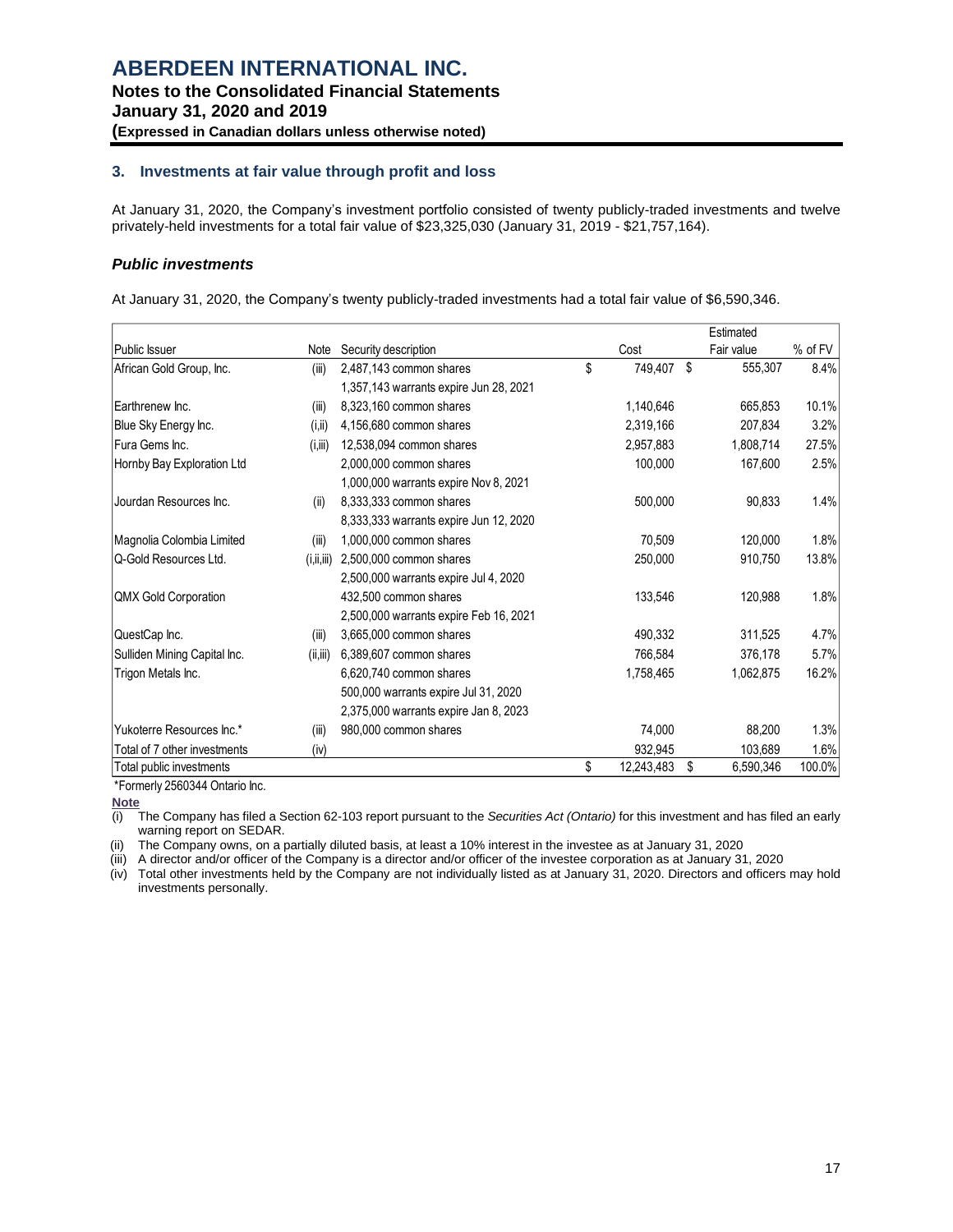# ABERDEEN INTERNATIONAL INC.

**Notes to the Consolidated Financial Statements**
**January 31, 2020 and 2019**
**(Expressed in Canadian dollars unless otherwise noted)**

## 3. Investments at fair value through profit and loss

At January 31, 2020, the Company's investment portfolio consisted of twenty publicly-traded investments and twelve privately-held investments for a total fair value of $23,325,030 (January 31, 2019 - $21,757,164).

### *Public investments*

At January 31, 2020, the Company's twenty publicly-traded investments had a total fair value of $6,590,346.

| Public Issuer | Note | Security description | Cost | Estimated Fair value | % of FV |
|---|---|---|---|---|---|
| African Gold Group, Inc. | (iii) | 2,487,143 common shares | $ 749,407 | $ 555,307 | 8.4% |
| | | 1,357,143 warrants expire Jun 28, 2021 | | | |
| Earthrenew Inc. | (iii) | 8,323,160 common shares | 1,140,646 | 665,853 | 10.1% |
| Blue Sky Energy Inc. | (i,ii) | 4,156,680 common shares | 2,319,166 | 207,834 | 3.2% |
| Fura Gems Inc. | (i,iii) | 12,538,094 common shares | 2,957,883 | 1,808,714 | 27.5% |
| Hornby Bay Exploration Ltd | | 2,000,000 common shares | 100,000 | 167,600 | 2.5% |
| | | 1,000,000 warrants expire Nov 8, 2021 | | | |
| Jourdan Resources Inc. | (ii) | 8,333,333 common shares | 500,000 | 90,833 | 1.4% |
| | | 8,333,333 warrants expire Jun 12, 2020 | | | |
| Magnolia Colombia Limited | (iii) | 1,000,000 common shares | 70,509 | 120,000 | 1.8% |
| Q-Gold Resources Ltd. | (i,ii,iii) | 2,500,000 common shares | 250,000 | 910,750 | 13.8% |
| | | 2,500,000 warrants expire Jul 4, 2020 | | | |
| QMX Gold Corporation | | 432,500 common shares | 133,546 | 120,988 | 1.8% |
| | | 2,500,000 warrants expire Feb 16, 2021 | | | |
| QuestCap Inc. | (iii) | 3,665,000 common shares | 490,332 | 311,525 | 4.7% |
| Sulliden Mining Capital Inc. | (ii,iii) | 6,389,607 common shares | 766,584 | 376,178 | 5.7% |
| Trigon Metals Inc. | | 6,620,740 common shares | 1,758,465 | 1,062,875 | 16.2% |
| | | 500,000 warrants expire Jul 31, 2020 | | | |
| | | 2,375,000 warrants expire Jan 8, 2023 | | | |
| Yukoterre Resources Inc.* | (iii) | 980,000 common shares | 74,000 | 88,200 | 1.3% |
| Total of 7 other investments | (iv) | | 932,945 | 103,689 | 1.6% |
| Total public investments | | | $ 12,243,483 | $ 6,590,346 | 100.0% |

*Formerly 2560344 Ontario Inc.

**Note**

(i) The Company has filed a Section 62-103 report pursuant to the *Securities Act (Ontario)* for this investment and has filed an early warning report on SEDAR.

(ii) The Company owns, on a partially diluted basis, at least a 10% interest in the investee as at January 31, 2020

(iii) A director and/or officer of the Company is a director and/or officer of the investee corporation as at January 31, 2020

(iv) Total other investments held by the Company are not individually listed as at January 31, 2020. Directors and officers may hold investments personally.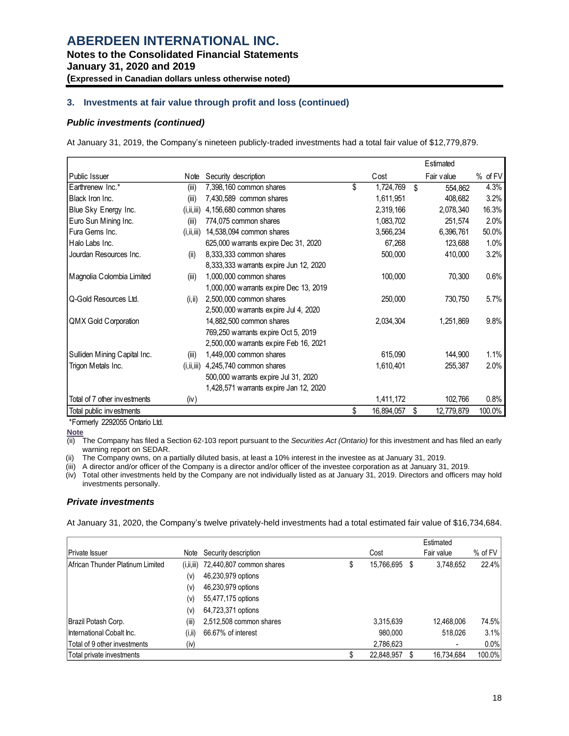## 3. Investments at fair value through profit and loss (continued)

### *Public investments (continued)*

At January 31, 2019, the Company's nineteen publicly-traded investments had a total fair value of $12,779,879.

| Public Issuer | Note | Security description | Cost | Estimated Fair value | % of FV |
|---|---|---|---|---|---|
| Earthrenew Inc.* | (iii) | 7,398,160 common shares | $ 1,724,769 | $ 554,862 | 4.3% |
| Black Iron Inc. | (iii) | 7,430,589 common shares | 1,611,951 | 408,682 | 3.2% |
| Blue Sky Energy Inc. | (i,ii,iii) | 4,156,680 common shares | 2,319,166 | 2,078,340 | 16.3% |
| Euro Sun Mining Inc. | (iii) | 774,075 common shares | 1,083,702 | 251,574 | 2.0% |
| Fura Gems Inc. | (i,ii,iii) | 14,538,094 common shares | 3,566,234 | 6,396,761 | 50.0% |
| Halo Labs Inc. | | 625,000 warrants expire Dec 31, 2020 | 67,268 | 123,688 | 1.0% |
| Jourdan Resources Inc. | (ii) | 8,333,333 common shares | 500,000 | 410,000 | 3.2% |
| | | 8,333,333 warrants expire Jun 12, 2020 | | | |
| Magnolia Colombia Limited | (iii) | 1,000,000 common shares | 100,000 | 70,300 | 0.6% |
| | | 1,000,000 warrants expire Dec 13, 2019 | | | |
| Q-Gold Resources Ltd. | (i,ii) | 2,500,000 common shares | 250,000 | 730,750 | 5.7% |
| | | 2,500,000 warrants expire Jul 4, 2020 | | | |
| QMX Gold Corporation | | 14,882,500 common shares | 2,034,304 | 1,251,869 | 9.8% |
| | | 769,250 warrants expire Oct 5, 2019 | | | |
| | | 2,500,000 warrants expire Feb 16, 2021 | | | |
| Sulliden Mining Capital Inc. | (iii) | 1,449,000 common shares | 615,090 | 144,900 | 1.1% |
| Trigon Metals Inc. | (i,ii,iii) | 4,245,740 common shares | 1,610,401 | 255,387 | 2.0% |
| | | 500,000 warrants expire Jul 31, 2020 | | | |
| | | 1,428,571 warrants expire Jan 12, 2020 | | | |
| Total of 7 other investments | (iv) | | 1,411,172 | 102,766 | 0.8% |
| Total public investments | | | $ 16,894,057 | $ 12,779,879 | 100.0% |

*Formerly 2292055 Ontario Ltd.

**Note**

(ii) The Company has filed a Section 62-103 report pursuant to the *Securities Act (Ontario)* for this investment and has filed an early warning report on SEDAR.

(ii) The Company owns, on a partially diluted basis, at least a 10% interest in the investee as at January 31, 2019.

(iii) A director and/or officer of the Company is a director and/or officer of the investee corporation as at January 31, 2019.

(iv) Total other investments held by the Company are not individually listed as at January 31, 2019. Directors and officers may hold investments personally.

### *Private investments*

At January 31, 2020, the Company's twelve privately-held investments had a total estimated fair value of $16,734,684.

| Private Issuer | Note | Security description | Cost | Estimated Fair value | % of FV |
|---|---|---|---|---|---|
| African Thunder Platinum Limited | (i,ii,iii) | 72,440,807 common shares | $ 15,766,695 | $ 3,748,652 | 22.4% |
| | (v) | 46,230,979 options | | | |
| | (v) | 46,230,979 options | | | |
| | (v) | 55,477,175 options | | | |
| | (v) | 64,723,371 options | | | |
| Brazil Potash Corp. | (iii) | 2,512,508 common shares | 3,315,639 | 12,468,006 | 74.5% |
| International Cobalt Inc. | (i,ii) | 66.67% of interest | 980,000 | 518,026 | 3.1% |
| Total of 9 other investments | (iv) | | 2,786,623 | - | 0.0% |
| Total private investments | | | $ 22,848,957 | $ 16,734,684 | 100.0% |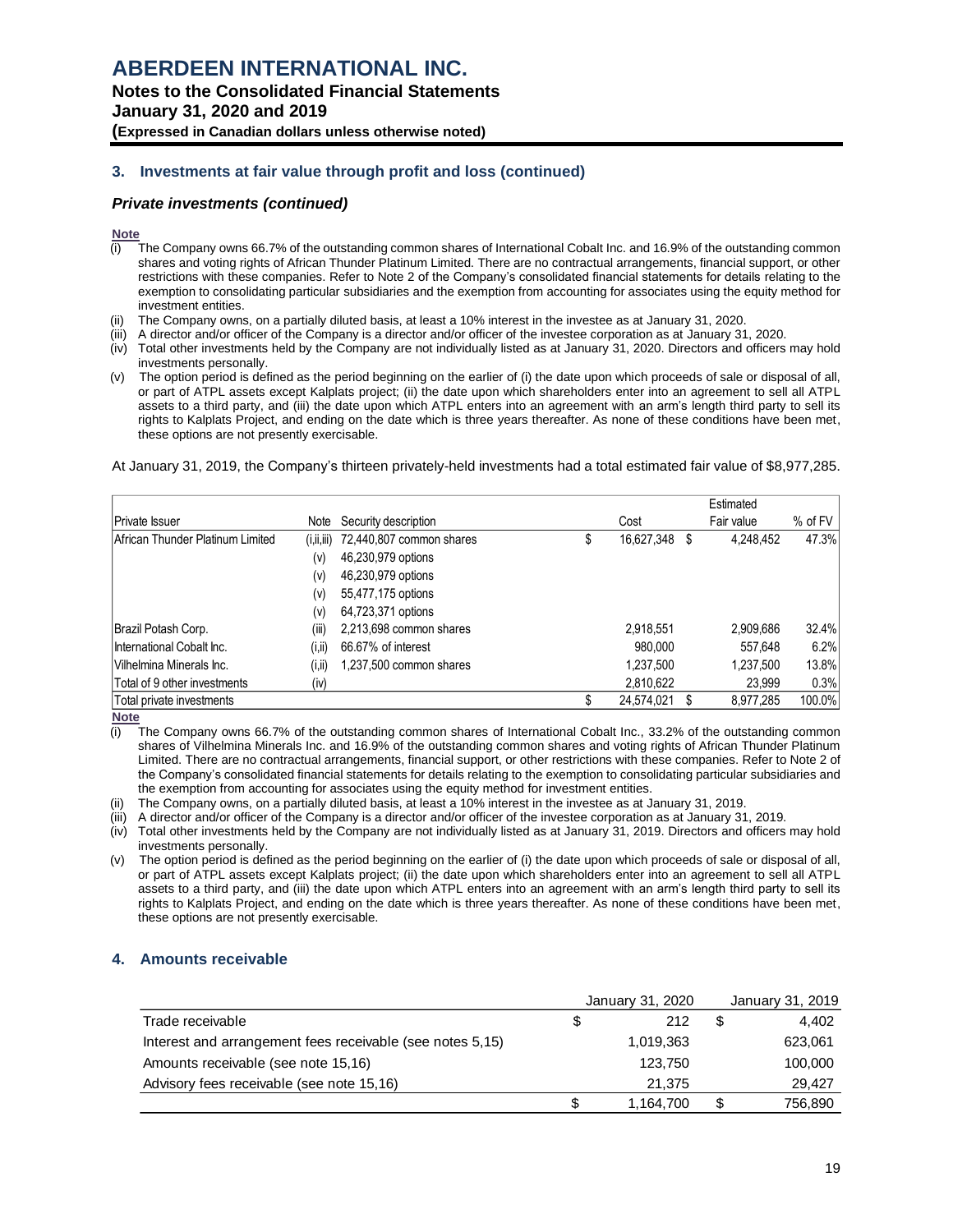## 3. Investments at fair value through profit and loss (continued)

### *Private investments (continued)*

**Note**

(i) The Company owns 66.7% of the outstanding common shares of International Cobalt Inc. and 16.9% of the outstanding common shares and voting rights of African Thunder Platinum Limited. There are no contractual arrangements, financial support, or other restrictions with these companies. Refer to Note 2 of the Company's consolidated financial statements for details relating to the exemption to consolidating particular subsidiaries and the exemption from accounting for associates using the equity method for investment entities.
(ii) The Company owns, on a partially diluted basis, at least a 10% interest in the investee as at January 31, 2020.
(iii) A director and/or officer of the Company is a director and/or officer of the investee corporation as at January 31, 2020.
(iv) Total other investments held by the Company are not individually listed as at January 31, 2020. Directors and officers may hold investments personally.
(v) The option period is defined as the period beginning on the earlier of (i) the date upon which proceeds of sale or disposal of all, or part of ATPL assets except Kalplats project; (ii) the date upon which shareholders enter into an agreement to sell all ATPL assets to a third party, and (iii) the date upon which ATPL enters into an agreement with an arm's length third party to sell its rights to Kalplats Project, and ending on the date which is three years thereafter. As none of these conditions have been met, these options are not presently exercisable.

At January 31, 2019, the Company's thirteen privately-held investments had a total estimated fair value of $8,977,285.

| Private Issuer | Note | Security description | Cost | Estimated Fair value | % of FV |
|---|---|---|---|---|---|
| African Thunder Platinum Limited | (i,ii,iii) | 72,440,807 common shares | $ 16,627,348 | $ 4,248,452 | 47.3% |
| | (v) | 46,230,979 options | | | |
| | (v) | 46,230,979 options | | | |
| | (v) | 55,477,175 options | | | |
| | (v) | 64,723,371 options | | | |
| Brazil Potash Corp. | (iii) | 2,213,698 common shares | 2,918,551 | 2,909,686 | 32.4% |
| International Cobalt Inc. | (i,ii) | 66.67% of interest | 980,000 | 557,648 | 6.2% |
| Vilhelmina Minerals Inc. | (i,ii) | 1,237,500 common shares | 1,237,500 | 1,237,500 | 13.8% |
| Total of 9 other investments | (iv) | | 2,810,622 | 23,999 | 0.3% |
| Total private investments | | | $ 24,574,021 | $ 8,977,285 | 100.0% |

**Note**

(i) The Company owns 66.7% of the outstanding common shares of International Cobalt Inc., 33.2% of the outstanding common shares of Vilhelmina Minerals Inc. and 16.9% of the outstanding common shares and voting rights of African Thunder Platinum Limited. There are no contractual arrangements, financial support, or other restrictions with these companies. Refer to Note 2 of the Company's consolidated financial statements for details relating to the exemption to consolidating particular subsidiaries and the exemption from accounting for associates using the equity method for investment entities.
(ii) The Company owns, on a partially diluted basis, at least a 10% interest in the investee as at January 31, 2019.
(iii) A director and/or officer of the Company is a director and/or officer of the investee corporation as at January 31, 2019.
(iv) Total other investments held by the Company are not individually listed as at January 31, 2019. Directors and officers may hold investments personally.
(v) The option period is defined as the period beginning on the earlier of (i) the date upon which proceeds of sale or disposal of all, or part of ATPL assets except Kalplats project; (ii) the date upon which shareholders enter into an agreement to sell all ATPL assets to a third party, and (iii) the date upon which ATPL enters into an agreement with an arm's length third party to sell its rights to Kalplats Project, and ending on the date which is three years thereafter. As none of these conditions have been met, these options are not presently exercisable.

## 4. Amounts receivable

| | January 31, 2020 | January 31, 2019 |
|---|---|---|
| Trade receivable | $ 212 | $ 4,402 |
| Interest and arrangement fees receivable (see notes 5,15) | 1,019,363 | 623,061 |
| Amounts receivable (see note 15,16) | 123,750 | 100,000 |
| Advisory fees receivable (see note 15,16) | 21,375 | 29,427 |
| | $ 1,164,700 | $ 756,890 |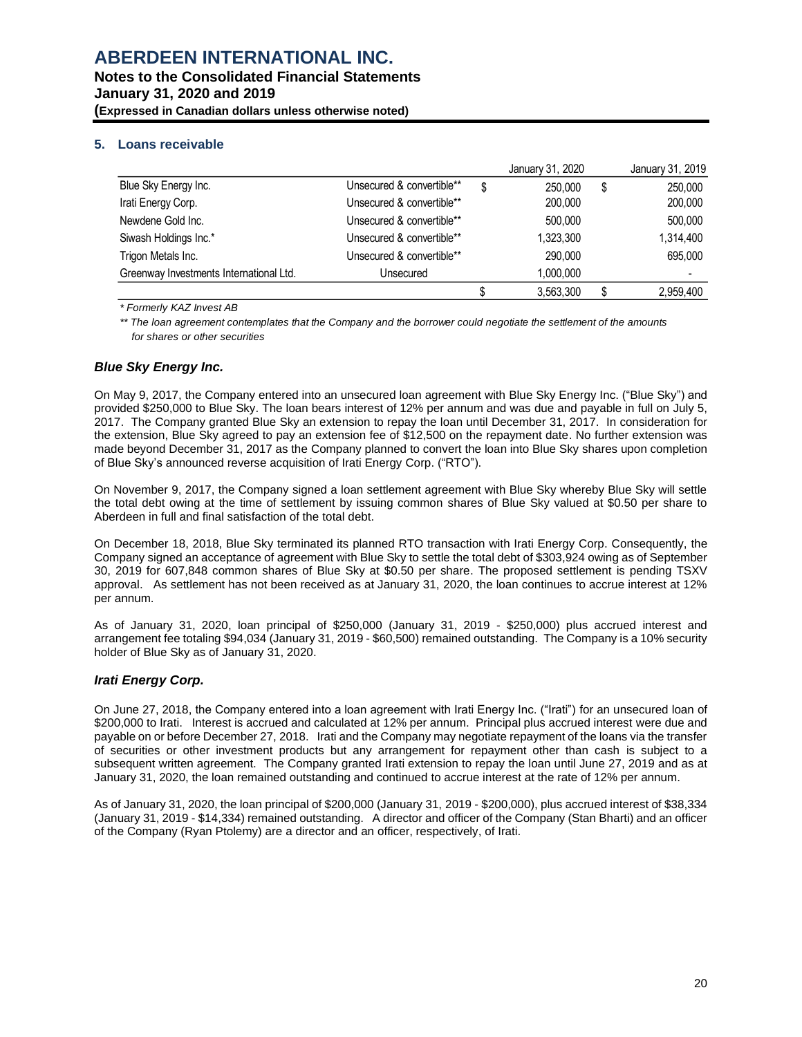## 5. Loans receivable

| | | January 31, 2020 | January 31, 2019 |
|---|---|---|---|
| Blue Sky Energy Inc. | Unsecured & convertible** | $ 250,000 | $ 250,000 |
| Irati Energy Corp. | Unsecured & convertible** | 200,000 | 200,000 |
| Newdene Gold Inc. | Unsecured & convertible** | 500,000 | 500,000 |
| Siwash Holdings Inc.* | Unsecured & convertible** | 1,323,300 | 1,314,400 |
| Trigon Metals Inc. | Unsecured & convertible** | 290,000 | 695,000 |
| Greenway Investments International Ltd. | Unsecured | 1,000,000 | - |
| | | $ 3,563,300 | $ 2,959,400 |

*\* Formerly KAZ Invest AB*

*\*\* The loan agreement contemplates that the Company and the borrower could negotiate the settlement of the amounts for shares or other securities*

### *Blue Sky Energy Inc.*

On May 9, 2017, the Company entered into an unsecured loan agreement with Blue Sky Energy Inc. ("Blue Sky") and provided $250,000 to Blue Sky. The loan bears interest of 12% per annum and was due and payable in full on July 5, 2017. The Company granted Blue Sky an extension to repay the loan until December 31, 2017. In consideration for the extension, Blue Sky agreed to pay an extension fee of $12,500 on the repayment date. No further extension was made beyond December 31, 2017 as the Company planned to convert the loan into Blue Sky shares upon completion of Blue Sky's announced reverse acquisition of Irati Energy Corp. ("RTO").

On November 9, 2017, the Company signed a loan settlement agreement with Blue Sky whereby Blue Sky will settle the total debt owing at the time of settlement by issuing common shares of Blue Sky valued at $0.50 per share to Aberdeen in full and final satisfaction of the total debt.

On December 18, 2018, Blue Sky terminated its planned RTO transaction with Irati Energy Corp. Consequently, the Company signed an acceptance of agreement with Blue Sky to settle the total debt of $303,924 owing as of September 30, 2019 for 607,848 common shares of Blue Sky at $0.50 per share. The proposed settlement is pending TSXV approval. As settlement has not been received as at January 31, 2020, the loan continues to accrue interest at 12% per annum.

As of January 31, 2020, loan principal of $250,000 (January 31, 2019 - $250,000) plus accrued interest and arrangement fee totaling $94,034 (January 31, 2019 - $60,500) remained outstanding. The Company is a 10% security holder of Blue Sky as of January 31, 2020.

### *Irati Energy Corp.*

On June 27, 2018, the Company entered into a loan agreement with Irati Energy Inc. ("Irati") for an unsecured loan of $200,000 to Irati. Interest is accrued and calculated at 12% per annum. Principal plus accrued interest were due and payable on or before December 27, 2018. Irati and the Company may negotiate repayment of the loans via the transfer of securities or other investment products but any arrangement for repayment other than cash is subject to a subsequent written agreement. The Company granted Irati extension to repay the loan until June 27, 2019 and as at January 31, 2020, the loan remained outstanding and continued to accrue interest at the rate of 12% per annum.

As of January 31, 2020, the loan principal of $200,000 (January 31, 2019 - $200,000), plus accrued interest of $38,334 (January 31, 2019 - $14,334) remained outstanding. A director and officer of the Company (Stan Bharti) and an officer of the Company (Ryan Ptolemy) are a director and an officer, respectively, of Irati.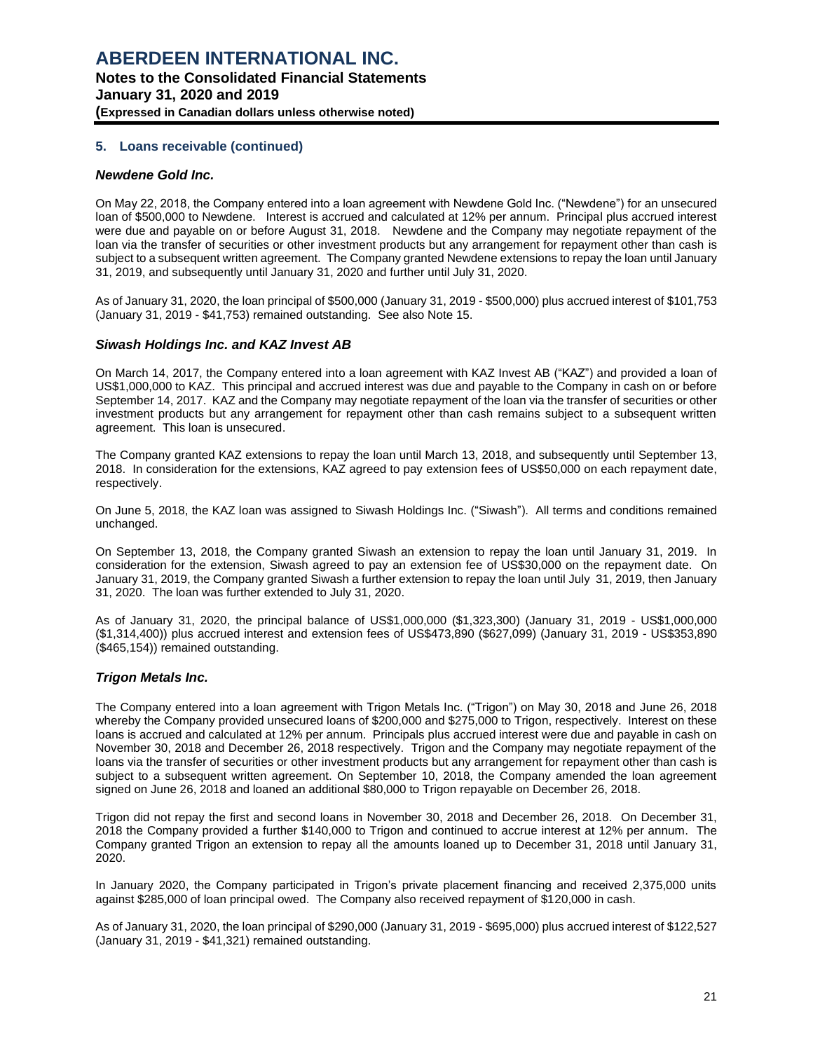## 5. Loans receivable (continued)

### *Newdene Gold Inc.*

On May 22, 2018, the Company entered into a loan agreement with Newdene Gold Inc. ("Newdene") for an unsecured loan of $500,000 to Newdene. Interest is accrued and calculated at 12% per annum. Principal plus accrued interest were due and payable on or before August 31, 2018. Newdene and the Company may negotiate repayment of the loan via the transfer of securities or other investment products but any arrangement for repayment other than cash is subject to a subsequent written agreement. The Company granted Newdene extensions to repay the loan until January 31, 2019, and subsequently until January 31, 2020 and further until July 31, 2020.

As of January 31, 2020, the loan principal of $500,000 (January 31, 2019 - $500,000) plus accrued interest of $101,753 (January 31, 2019 - $41,753) remained outstanding. See also Note 15.

### *Siwash Holdings Inc. and KAZ Invest AB*

On March 14, 2017, the Company entered into a loan agreement with KAZ Invest AB ("KAZ") and provided a loan of US$1,000,000 to KAZ. This principal and accrued interest was due and payable to the Company in cash on or before September 14, 2017. KAZ and the Company may negotiate repayment of the loan via the transfer of securities or other investment products but any arrangement for repayment other than cash remains subject to a subsequent written agreement. This loan is unsecured.

The Company granted KAZ extensions to repay the loan until March 13, 2018, and subsequently until September 13, 2018. In consideration for the extensions, KAZ agreed to pay extension fees of US$50,000 on each repayment date, respectively.

On June 5, 2018, the KAZ loan was assigned to Siwash Holdings Inc. ("Siwash"). All terms and conditions remained unchanged.

On September 13, 2018, the Company granted Siwash an extension to repay the loan until January 31, 2019. In consideration for the extension, Siwash agreed to pay an extension fee of US$30,000 on the repayment date. On January 31, 2019, the Company granted Siwash a further extension to repay the loan until July 31, 2019, then January 31, 2020. The loan was further extended to July 31, 2020.

As of January 31, 2020, the principal balance of US$1,000,000 ($1,323,300) (January 31, 2019 - US$1,000,000 ($1,314,400)) plus accrued interest and extension fees of US$473,890 ($627,099) (January 31, 2019 - US$353,890 ($465,154)) remained outstanding.

### *Trigon Metals Inc.*

The Company entered into a loan agreement with Trigon Metals Inc. ("Trigon") on May 30, 2018 and June 26, 2018 whereby the Company provided unsecured loans of $200,000 and $275,000 to Trigon, respectively. Interest on these loans is accrued and calculated at 12% per annum. Principals plus accrued interest were due and payable in cash on November 30, 2018 and December 26, 2018 respectively. Trigon and the Company may negotiate repayment of the loans via the transfer of securities or other investment products but any arrangement for repayment other than cash is subject to a subsequent written agreement. On September 10, 2018, the Company amended the loan agreement signed on June 26, 2018 and loaned an additional $80,000 to Trigon repayable on December 26, 2018.

Trigon did not repay the first and second loans in November 30, 2018 and December 26, 2018. On December 31, 2018 the Company provided a further $140,000 to Trigon and continued to accrue interest at 12% per annum. The Company granted Trigon an extension to repay all the amounts loaned up to December 31, 2018 until January 31, 2020.

In January 2020, the Company participated in Trigon's private placement financing and received 2,375,000 units against $285,000 of loan principal owed. The Company also received repayment of $120,000 in cash.

As of January 31, 2020, the loan principal of $290,000 (January 31, 2019 - $695,000) plus accrued interest of $122,527 (January 31, 2019 - $41,321) remained outstanding.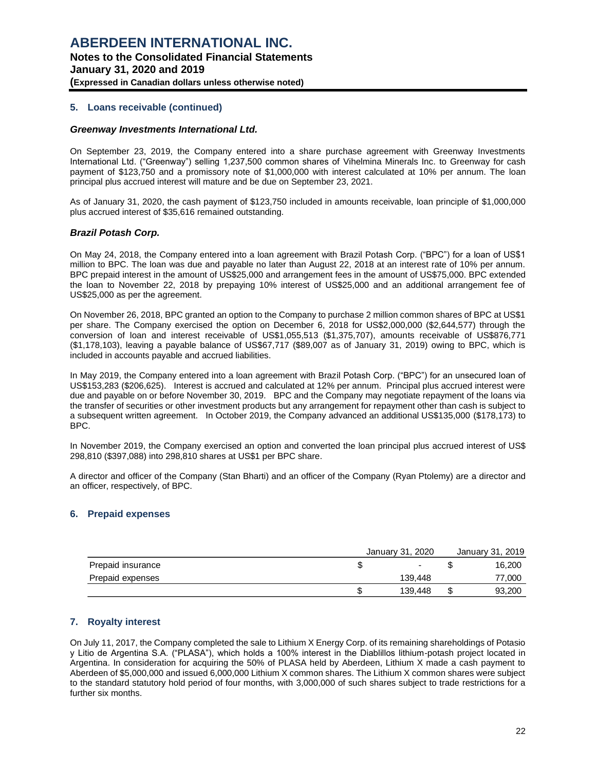## 5. Loans receivable (continued)

### *Greenway Investments International Ltd.*

On September 23, 2019, the Company entered into a share purchase agreement with Greenway Investments International Ltd. ("Greenway") selling 1,237,500 common shares of Vihelmina Minerals Inc. to Greenway for cash payment of $123,750 and a promissory note of $1,000,000 with interest calculated at 10% per annum. The loan principal plus accrued interest will mature and be due on September 23, 2021.

As of January 31, 2020, the cash payment of $123,750 included in amounts receivable, loan principle of $1,000,000 plus accrued interest of $35,616 remained outstanding.

### *Brazil Potash Corp.*

On May 24, 2018, the Company entered into a loan agreement with Brazil Potash Corp. ("BPC") for a loan of US$1 million to BPC. The loan was due and payable no later than August 22, 2018 at an interest rate of 10% per annum. BPC prepaid interest in the amount of US$25,000 and arrangement fees in the amount of US$75,000. BPC extended the loan to November 22, 2018 by prepaying 10% interest of US$25,000 and an additional arrangement fee of US$25,000 as per the agreement.

On November 26, 2018, BPC granted an option to the Company to purchase 2 million common shares of BPC at US$1 per share. The Company exercised the option on December 6, 2018 for US$2,000,000 ($2,644,577) through the conversion of loan and interest receivable of US$1,055,513 ($1,375,707), amounts receivable of US$876,771 ($1,178,103), leaving a payable balance of US$67,717 ($89,007 as of January 31, 2019) owing to BPC, which is included in accounts payable and accrued liabilities.

In May 2019, the Company entered into a loan agreement with Brazil Potash Corp. ("BPC") for an unsecured loan of US$153,283 ($206,625). Interest is accrued and calculated at 12% per annum. Principal plus accrued interest were due and payable on or before November 30, 2019. BPC and the Company may negotiate repayment of the loans via the transfer of securities or other investment products but any arrangement for repayment other than cash is subject to a subsequent written agreement. In October 2019, the Company advanced an additional US$135,000 ($178,173) to BPC.

In November 2019, the Company exercised an option and converted the loan principal plus accrued interest of US$ 298,810 ($397,088) into 298,810 shares at US$1 per BPC share.

A director and officer of the Company (Stan Bharti) and an officer of the Company (Ryan Ptolemy) are a director and an officer, respectively, of BPC.

## 6. Prepaid expenses

| | January 31, 2020 | January 31, 2019 |
|---|---|---|
| Prepaid insurance | $ - | $ 16,200 |
| Prepaid expenses | 139,448 | 77,000 |
| | $ 139,448 | $ 93,200 |

## 7. Royalty interest

On July 11, 2017, the Company completed the sale to Lithium X Energy Corp. of its remaining shareholdings of Potasio y Litio de Argentina S.A. ("PLASA"), which holds a 100% interest in the Diablillos lithium-potash project located in Argentina. In consideration for acquiring the 50% of PLASA held by Aberdeen, Lithium X made a cash payment to Aberdeen of $5,000,000 and issued 6,000,000 Lithium X common shares. The Lithium X common shares were subject to the standard statutory hold period of four months, with 3,000,000 of such shares subject to trade restrictions for a further six months.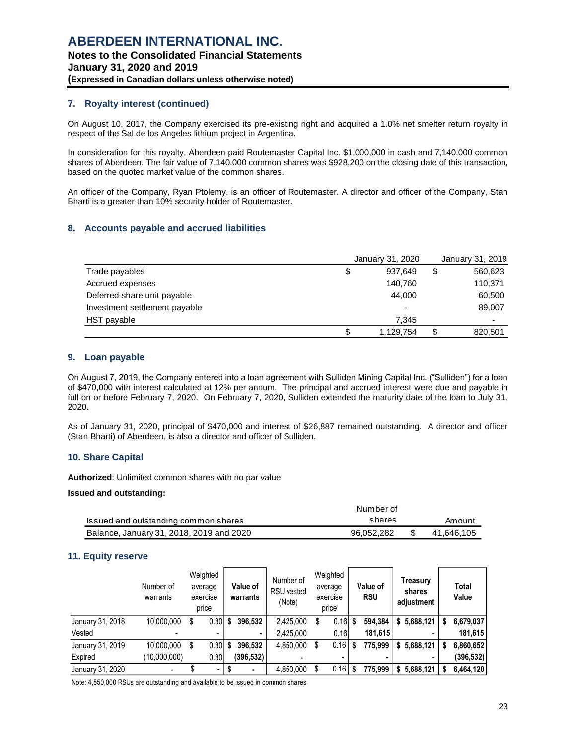## 7. Royalty interest (continued)

On August 10, 2017, the Company exercised its pre-existing right and acquired a 1.0% net smelter return royalty in respect of the Sal de los Angeles lithium project in Argentina.

In consideration for this royalty, Aberdeen paid Routemaster Capital Inc. $1,000,000 in cash and 7,140,000 common shares of Aberdeen. The fair value of 7,140,000 common shares was $928,200 on the closing date of this transaction, based on the quoted market value of the common shares.

An officer of the Company, Ryan Ptolemy, is an officer of Routemaster. A director and officer of the Company, Stan Bharti is a greater than 10% security holder of Routemaster.

## 8. Accounts payable and accrued liabilities

| | January 31, 2020 | January 31, 2019 |
|---|---|---|
| Trade payables | $ 937,649 | $ 560,623 |
| Accrued expenses | 140,760 | 110,371 |
| Deferred share unit payable | 44,000 | 60,500 |
| Investment settlement payable | - | 89,007 |
| HST payable | 7,345 | - |
| | $ 1,129,754 | $ 820,501 |

## 9. Loan payable

On August 7, 2019, the Company entered into a loan agreement with Sulliden Mining Capital Inc. ("Sulliden") for a loan of $470,000 with interest calculated at 12% per annum. The principal and accrued interest were due and payable in full on or before February 7, 2020. On February 7, 2020, Sulliden extended the maturity date of the loan to July 31, 2020.

As of January 31, 2020, principal of $470,000 and interest of $26,887 remained outstanding. A director and officer (Stan Bharti) of Aberdeen, is also a director and officer of Sulliden.

## 10. Share Capital

**Authorized**: Unlimited common shares with no par value

**Issued and outstanding:**

| Issued and outstanding common shares | Number of shares | Amount |
|---|---|---|
| Balance, January 31, 2018, 2019 and 2020 | 96,052,282 | $ 41,646,105 |

## 11. Equity reserve

| | Number of warrants | Weighted average exercise price | Value of warrants | Number of RSU vested (Note) | Weighted average exercise price | Value of RSU | Treasury shares adjustment | Total Value |
|---|---|---|---|---|---|---|---|---|
| January 31, 2018 | 10,000,000 | $ 0.30 | $ 396,532 | 2,425,000 | $ 0.16 | $ 594,384 | $ 5,688,121 | $ 6,679,037 |
| Vested | - | - | - | 2,425,000 | 0.16 | 181,615 | - | 181,615 |
| January 31, 2019 | 10,000,000 | $ 0.30 | $ 396,532 | 4,850,000 | $ 0.16 | $ 775,999 | $ 5,688,121 | $ 6,860,652 |
| Expired | (10,000,000) | 0.30 | (396,532) | - | - | - | - | (396,532) |
| January 31, 2020 | - | $ - | $ - | 4,850,000 | $ 0.16 | $ 775,999 | $ 5,688,121 | $ 6,464,120 |

Note: 4,850,000 RSUs are outstanding and available to be issued in common shares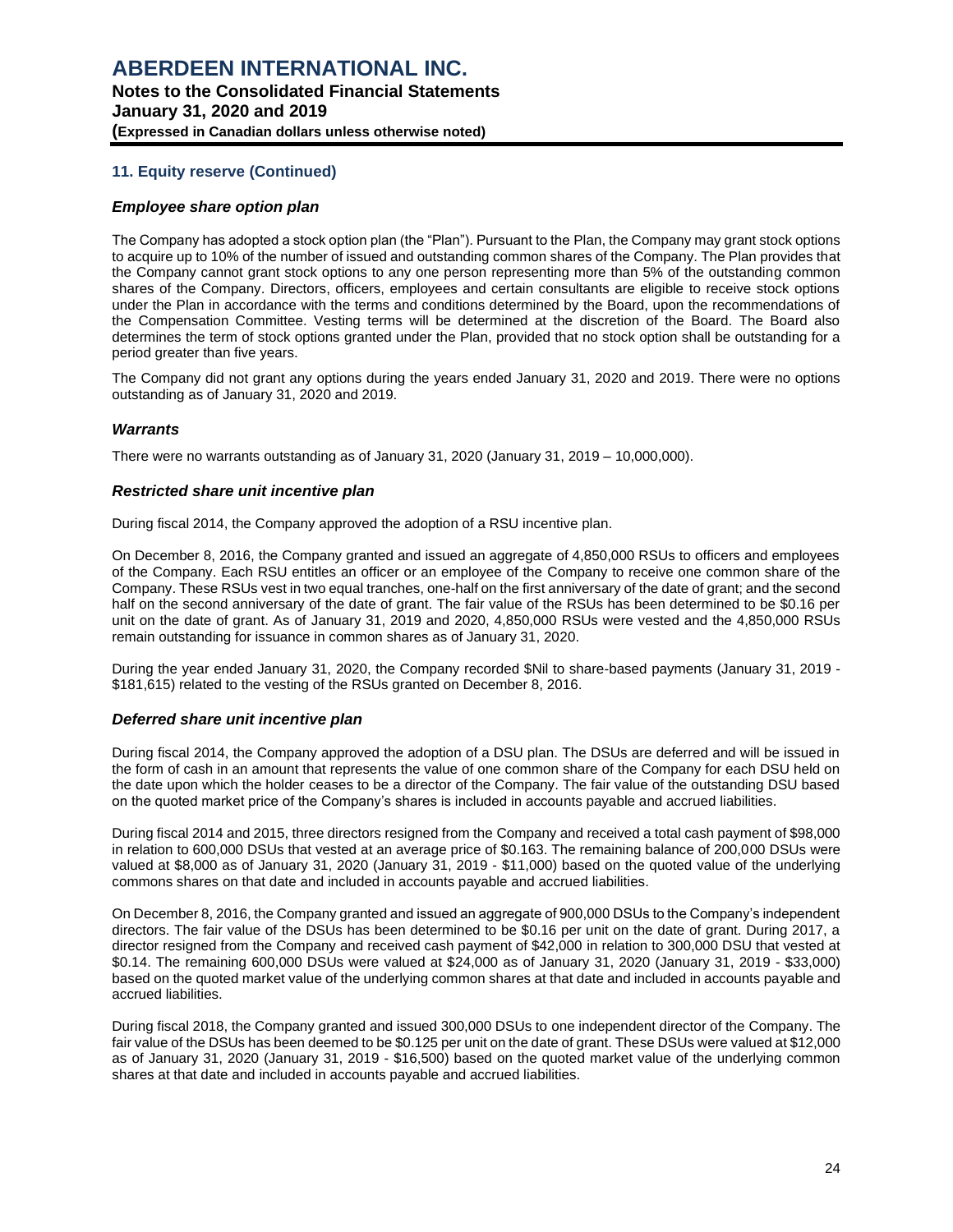## 11. Equity reserve (Continued)

### *Employee share option plan*

The Company has adopted a stock option plan (the "Plan"). Pursuant to the Plan, the Company may grant stock options to acquire up to 10% of the number of issued and outstanding common shares of the Company. The Plan provides that the Company cannot grant stock options to any one person representing more than 5% of the outstanding common shares of the Company. Directors, officers, employees and certain consultants are eligible to receive stock options under the Plan in accordance with the terms and conditions determined by the Board, upon the recommendations of the Compensation Committee. Vesting terms will be determined at the discretion of the Board. The Board also determines the term of stock options granted under the Plan, provided that no stock option shall be outstanding for a period greater than five years.

The Company did not grant any options during the years ended January 31, 2020 and 2019. There were no options outstanding as of January 31, 2020 and 2019.

### *Warrants*

There were no warrants outstanding as of January 31, 2020 (January 31, 2019 – 10,000,000).

### *Restricted share unit incentive plan*

During fiscal 2014, the Company approved the adoption of a RSU incentive plan.

On December 8, 2016, the Company granted and issued an aggregate of 4,850,000 RSUs to officers and employees of the Company. Each RSU entitles an officer or an employee of the Company to receive one common share of the Company. These RSUs vest in two equal tranches, one-half on the first anniversary of the date of grant; and the second half on the second anniversary of the date of grant. The fair value of the RSUs has been determined to be $0.16 per unit on the date of grant. As of January 31, 2019 and 2020, 4,850,000 RSUs were vested and the 4,850,000 RSUs remain outstanding for issuance in common shares as of January 31, 2020.

During the year ended January 31, 2020, the Company recorded $Nil to share-based payments (January 31, 2019 - $181,615) related to the vesting of the RSUs granted on December 8, 2016.

### *Deferred share unit incentive plan*

During fiscal 2014, the Company approved the adoption of a DSU plan. The DSUs are deferred and will be issued in the form of cash in an amount that represents the value of one common share of the Company for each DSU held on the date upon which the holder ceases to be a director of the Company. The fair value of the outstanding DSU based on the quoted market price of the Company's shares is included in accounts payable and accrued liabilities.

During fiscal 2014 and 2015, three directors resigned from the Company and received a total cash payment of $98,000 in relation to 600,000 DSUs that vested at an average price of $0.163. The remaining balance of 200,000 DSUs were valued at $8,000 as of January 31, 2020 (January 31, 2019 - $11,000) based on the quoted value of the underlying commons shares on that date and included in accounts payable and accrued liabilities.

On December 8, 2016, the Company granted and issued an aggregate of 900,000 DSUs to the Company's independent directors. The fair value of the DSUs has been determined to be $0.16 per unit on the date of grant. During 2017, a director resigned from the Company and received cash payment of $42,000 in relation to 300,000 DSU that vested at $0.14. The remaining 600,000 DSUs were valued at $24,000 as of January 31, 2020 (January 31, 2019 - $33,000) based on the quoted market value of the underlying common shares at that date and included in accounts payable and accrued liabilities.

During fiscal 2018, the Company granted and issued 300,000 DSUs to one independent director of the Company. The fair value of the DSUs has been deemed to be $0.125 per unit on the date of grant. These DSUs were valued at $12,000 as of January 31, 2020 (January 31, 2019 - $16,500) based on the quoted market value of the underlying common shares at that date and included in accounts payable and accrued liabilities.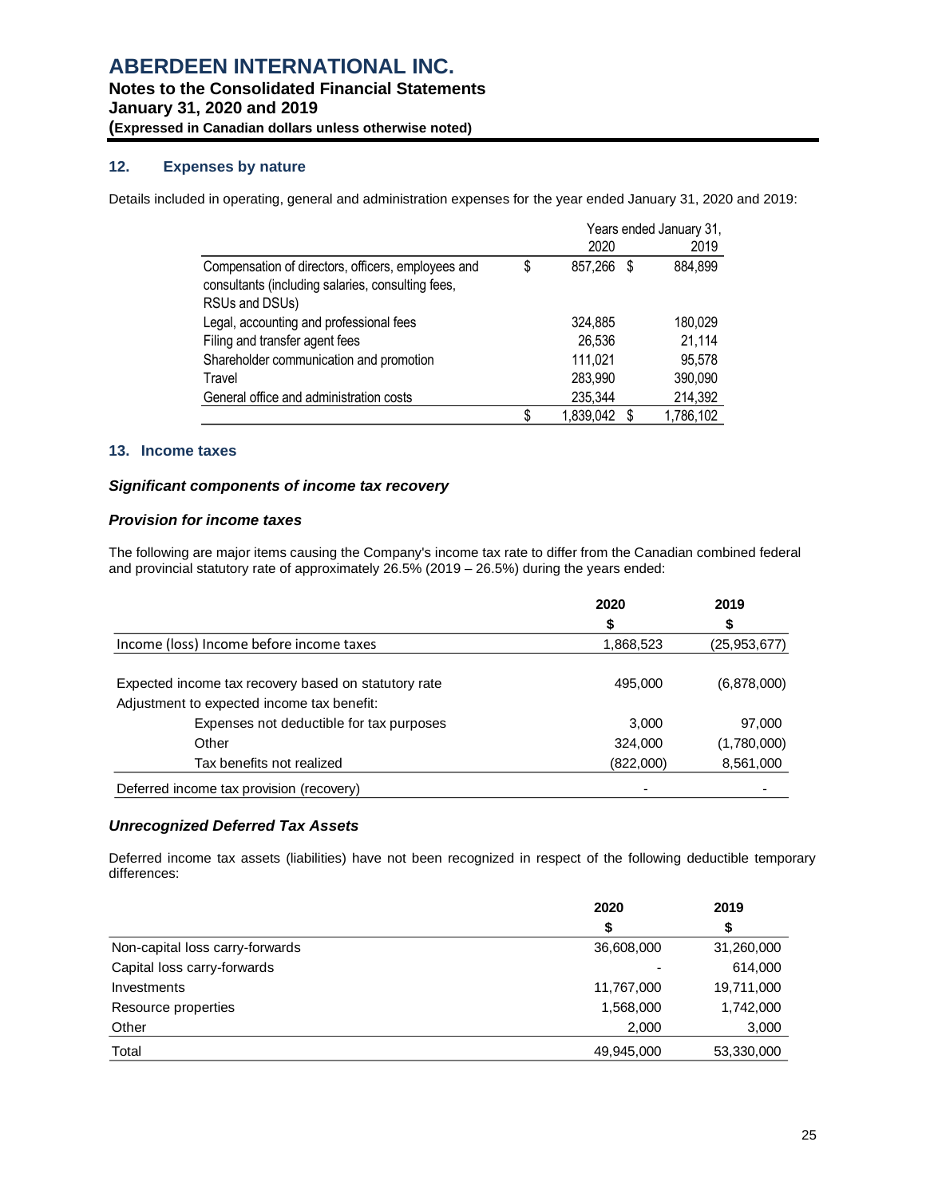## 12. Expenses by nature

Details included in operating, general and administration expenses for the year ended January 31, 2020 and 2019:

| | Years ended January 31, | |
|---|---|---|
| | 2020 | 2019 |
| Compensation of directors, officers, employees and consultants (including salaries, consulting fees, RSUs and DSUs) | $ 857,266 | $ 884,899 |
| Legal, accounting and professional fees | 324,885 | 180,029 |
| Filing and transfer agent fees | 26,536 | 21,114 |
| Shareholder communication and promotion | 111,021 | 95,578 |
| Travel | 283,990 | 390,090 |
| General office and administration costs | 235,344 | 214,392 |
| | $ 1,839,042 | $ 1,786,102 |

## 13. Income taxes

### *Significant components of income tax recovery*

### *Provision for income taxes*

The following are major items causing the Company's income tax rate to differ from the Canadian combined federal and provincial statutory rate of approximately 26.5% (2019 – 26.5%) during the years ended:

| | 2020 | 2019 |
|---|---|---|
| | $ | $ |
| Income (loss) Income before income taxes | 1,868,523 | (25,953,677) |
| | | |
| Expected income tax recovery based on statutory rate | 495,000 | (6,878,000) |
| Adjustment to expected income tax benefit: | | |
| Expenses not deductible for tax purposes | 3,000 | 97,000 |
| Other | 324,000 | (1,780,000) |
| Tax benefits not realized | (822,000) | 8,561,000 |
| Deferred income tax provision (recovery) | - | - |

### *Unrecognized Deferred Tax Assets*

Deferred income tax assets (liabilities) have not been recognized in respect of the following deductible temporary differences:

| | 2020 | 2019 |
|---|---|---|
| | $ | $ |
| Non-capital loss carry-forwards | 36,608,000 | 31,260,000 |
| Capital loss carry-forwards | - | 614,000 |
| Investments | 11,767,000 | 19,711,000 |
| Resource properties | 1,568,000 | 1,742,000 |
| Other | 2,000 | 3,000 |
| Total | 49,945,000 | 53,330,000 |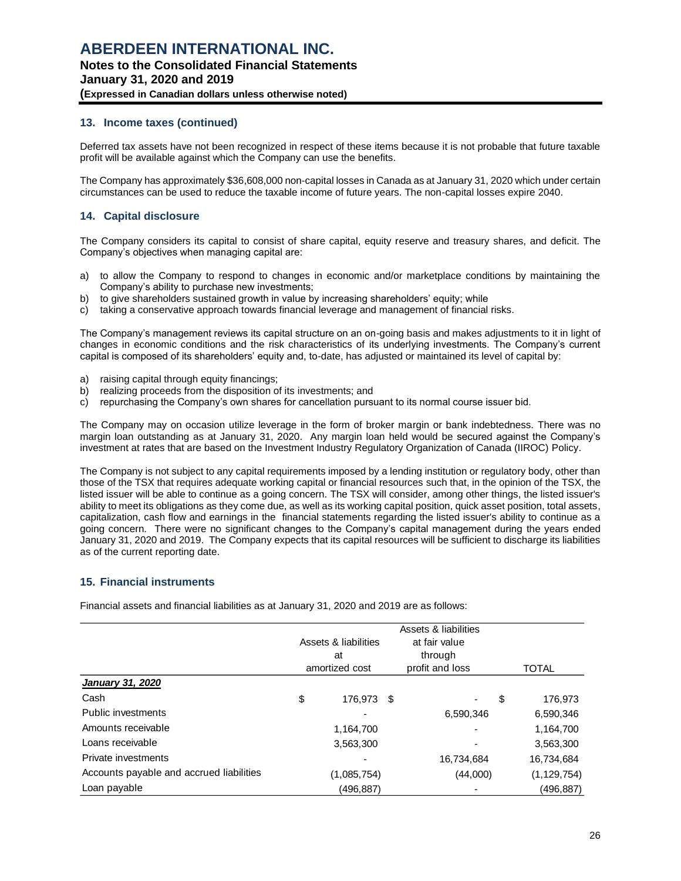## 13. Income taxes (continued)

Deferred tax assets have not been recognized in respect of these items because it is not probable that future taxable profit will be available against which the Company can use the benefits.

The Company has approximately $36,608,000 non-capital losses in Canada as at January 31, 2020 which under certain circumstances can be used to reduce the taxable income of future years. The non-capital losses expire 2040.

## 14. Capital disclosure

The Company considers its capital to consist of share capital, equity reserve and treasury shares, and deficit. The Company's objectives when managing capital are:

a) to allow the Company to respond to changes in economic and/or marketplace conditions by maintaining the Company's ability to purchase new investments;
b) to give shareholders sustained growth in value by increasing shareholders' equity; while
c) taking a conservative approach towards financial leverage and management of financial risks.

The Company's management reviews its capital structure on an on-going basis and makes adjustments to it in light of changes in economic conditions and the risk characteristics of its underlying investments. The Company's current capital is composed of its shareholders' equity and, to-date, has adjusted or maintained its level of capital by:

a) raising capital through equity financings;
b) realizing proceeds from the disposition of its investments; and
c) repurchasing the Company's own shares for cancellation pursuant to its normal course issuer bid.

The Company may on occasion utilize leverage in the form of broker margin or bank indebtedness. There was no margin loan outstanding as at January 31, 2020. Any margin loan held would be secured against the Company's investment at rates that are based on the Investment Industry Regulatory Organization of Canada (IIROC) Policy.

The Company is not subject to any capital requirements imposed by a lending institution or regulatory body, other than those of the TSX that requires adequate working capital or financial resources such that, in the opinion of the TSX, the listed issuer will be able to continue as a going concern. The TSX will consider, among other things, the listed issuer's ability to meet its obligations as they come due, as well as its working capital position, quick asset position, total assets, capitalization, cash flow and earnings in the financial statements regarding the listed issuer's ability to continue as a going concern. There were no significant changes to the Company's capital management during the years ended January 31, 2020 and 2019. The Company expects that its capital resources will be sufficient to discharge its liabilities as of the current reporting date.

## 15. Financial instruments

Financial assets and financial liabilities as at January 31, 2020 and 2019 are as follows:

| | Assets & liabilities at amortized cost | Assets & liabilities at fair value through profit and loss | TOTAL |
|---|---|---|---|
| ***January 31, 2020*** | | | |
| Cash | $ 176,973 | $ - | $ 176,973 |
| Public investments | - | 6,590,346 | 6,590,346 |
| Amounts receivable | 1,164,700 | - | 1,164,700 |
| Loans receivable | 3,563,300 | - | 3,563,300 |
| Private investments | - | 16,734,684 | 16,734,684 |
| Accounts payable and accrued liabilities | (1,085,754) | (44,000) | (1,129,754) |
| Loan payable | (496,887) | - | (496,887) |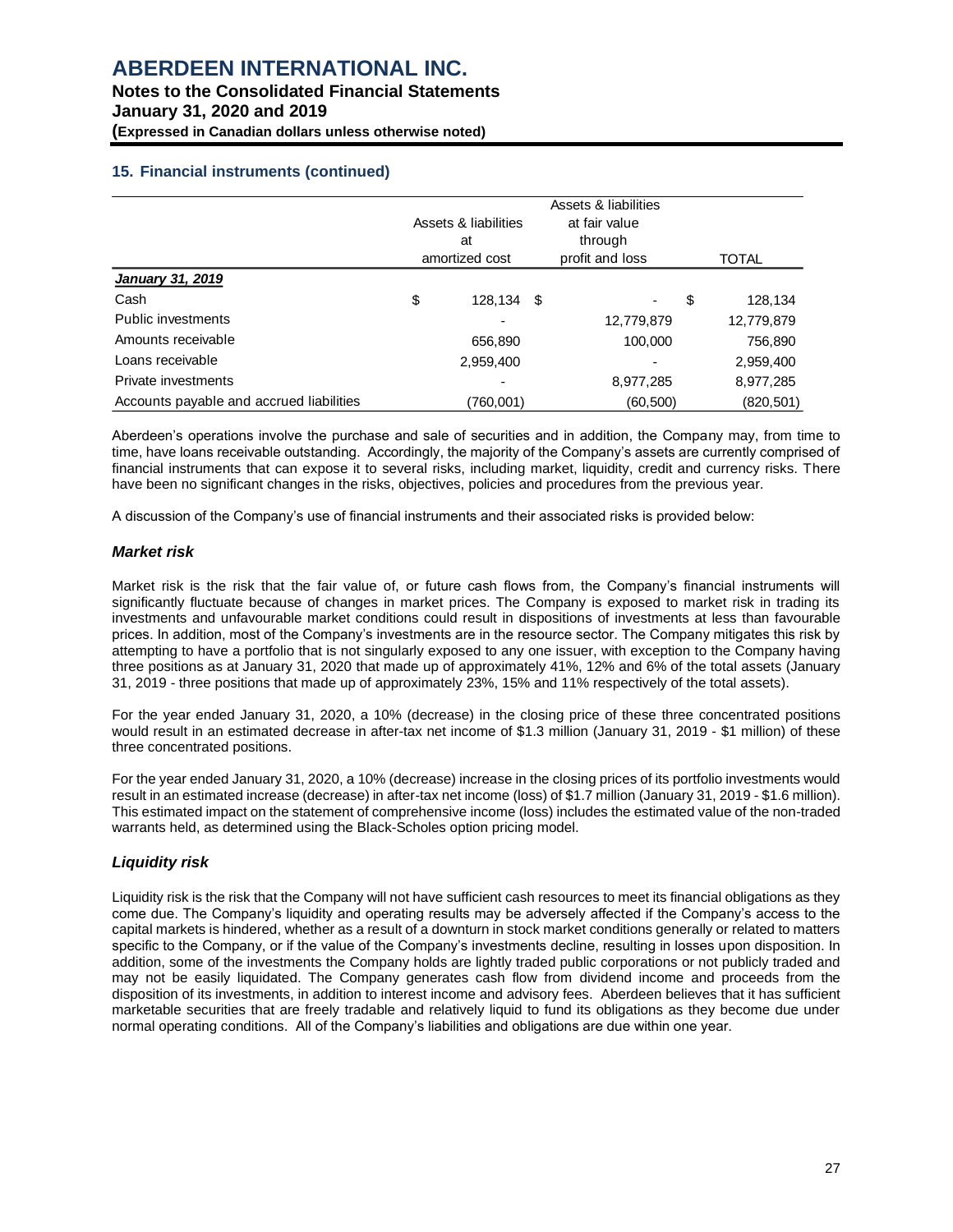## 15. Financial instruments (continued)

| | Assets & liabilities at amortized cost | Assets & liabilities at fair value through profit and loss | TOTAL |
|---|---|---|---|
| ***January 31, 2019*** | | | |
| Cash | $ 128,134 | $ - | $ 128,134 |
| Public investments | - | 12,779,879 | 12,779,879 |
| Amounts receivable | 656,890 | 100,000 | 756,890 |
| Loans receivable | 2,959,400 | - | 2,959,400 |
| Private investments | - | 8,977,285 | 8,977,285 |
| Accounts payable and accrued liabilities | (760,001) | (60,500) | (820,501) |

Aberdeen's operations involve the purchase and sale of securities and in addition, the Company may, from time to time, have loans receivable outstanding. Accordingly, the majority of the Company's assets are currently comprised of financial instruments that can expose it to several risks, including market, liquidity, credit and currency risks. There have been no significant changes in the risks, objectives, policies and procedures from the previous year.

A discussion of the Company's use of financial instruments and their associated risks is provided below:

### *Market risk*

Market risk is the risk that the fair value of, or future cash flows from, the Company's financial instruments will significantly fluctuate because of changes in market prices. The Company is exposed to market risk in trading its investments and unfavourable market conditions could result in dispositions of investments at less than favourable prices. In addition, most of the Company's investments are in the resource sector. The Company mitigates this risk by attempting to have a portfolio that is not singularly exposed to any one issuer, with exception to the Company having three positions as at January 31, 2020 that made up of approximately 41%, 12% and 6% of the total assets (January 31, 2019 - three positions that made up of approximately 23%, 15% and 11% respectively of the total assets).

For the year ended January 31, 2020, a 10% (decrease) in the closing price of these three concentrated positions would result in an estimated decrease in after-tax net income of $1.3 million (January 31, 2019 - $1 million) of these three concentrated positions.

For the year ended January 31, 2020, a 10% (decrease) increase in the closing prices of its portfolio investments would result in an estimated increase (decrease) in after-tax net income (loss) of $1.7 million (January 31, 2019 - $1.6 million). This estimated impact on the statement of comprehensive income (loss) includes the estimated value of the non-traded warrants held, as determined using the Black-Scholes option pricing model.

### *Liquidity risk*

Liquidity risk is the risk that the Company will not have sufficient cash resources to meet its financial obligations as they come due. The Company's liquidity and operating results may be adversely affected if the Company's access to the capital markets is hindered, whether as a result of a downturn in stock market conditions generally or related to matters specific to the Company, or if the value of the Company's investments decline, resulting in losses upon disposition. In addition, some of the investments the Company holds are lightly traded public corporations or not publicly traded and may not be easily liquidated. The Company generates cash flow from dividend income and proceeds from the disposition of its investments, in addition to interest income and advisory fees. Aberdeen believes that it has sufficient marketable securities that are freely tradable and relatively liquid to fund its obligations as they become due under normal operating conditions. All of the Company's liabilities and obligations are due within one year.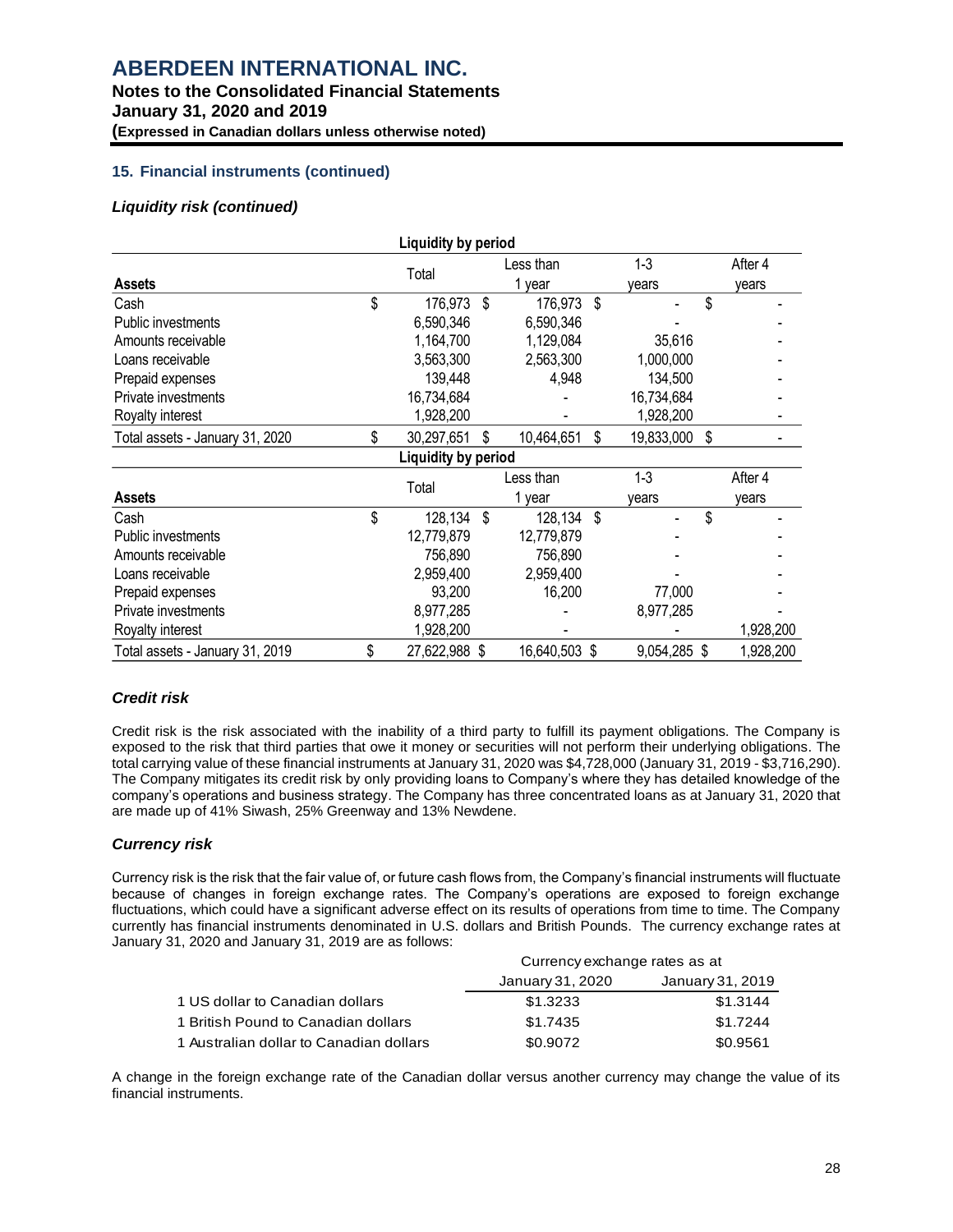## 15. Financial instruments (continued)

### *Liquidity risk (continued)*

| Liquidity by period | | | | |
|---|---|---|---|---|
| **Assets** | Total | Less than 1 year | 1-3 years | After 4 years |
| Cash | $ 176,973 | $ 176,973 | $ - | $ - |
| Public investments | 6,590,346 | 6,590,346 | - | - |
| Amounts receivable | 1,164,700 | 1,129,084 | 35,616 | - |
| Loans receivable | 3,563,300 | 2,563,300 | 1,000,000 | - |
| Prepaid expenses | 139,448 | 4,948 | 134,500 | - |
| Private investments | 16,734,684 | - | 16,734,684 | - |
| Royalty interest | 1,928,200 | - | 1,928,200 | - |
| Total assets - January 31, 2020 | $ 30,297,651 | $ 10,464,651 | $ 19,833,000 | $ - |

| Liquidity by period | | | | |
|---|---|---|---|---|
| **Assets** | Total | Less than 1 year | 1-3 years | After 4 years |
| Cash | $ 128,134 | $ 128,134 | $ - | $ - |
| Public investments | 12,779,879 | 12,779,879 | - | - |
| Amounts receivable | 756,890 | 756,890 | - | - |
| Loans receivable | 2,959,400 | 2,959,400 | - | - |
| Prepaid expenses | 93,200 | 16,200 | 77,000 | - |
| Private investments | 8,977,285 | - | 8,977,285 | - |
| Royalty interest | 1,928,200 | - | - | 1,928,200 |
| Total assets - January 31, 2019 | $ 27,622,988 | $ 16,640,503 | $ 9,054,285 | $ 1,928,200 |

### *Credit risk*

Credit risk is the risk associated with the inability of a third party to fulfill its payment obligations. The Company is exposed to the risk that third parties that owe it money or securities will not perform their underlying obligations. The total carrying value of these financial instruments at January 31, 2020 was $4,728,000 (January 31, 2019 - $3,716,290). The Company mitigates its credit risk by only providing loans to Company's where they has detailed knowledge of the company's operations and business strategy. The Company has three concentrated loans as at January 31, 2020 that are made up of 41% Siwash, 25% Greenway and 13% Newdene.

### *Currency risk*

Currency risk is the risk that the fair value of, or future cash flows from, the Company's financial instruments will fluctuate because of changes in foreign exchange rates. The Company's operations are exposed to foreign exchange fluctuations, which could have a significant adverse effect on its results of operations from time to time. The Company currently has financial instruments denominated in U.S. dollars and British Pounds. The currency exchange rates at January 31, 2020 and January 31, 2019 are as follows:

| | Currency exchange rates as at | |
|---|---|---|
| | January 31, 2020 | January 31, 2019 |
| 1 US dollar to Canadian dollars | $1.3233 | $1.3144 |
| 1 British Pound to Canadian dollars | $1.7435 | $1.7244 |
| 1 Australian dollar to Canadian dollars | $0.9072 | $0.9561 |

A change in the foreign exchange rate of the Canadian dollar versus another currency may change the value of its financial instruments.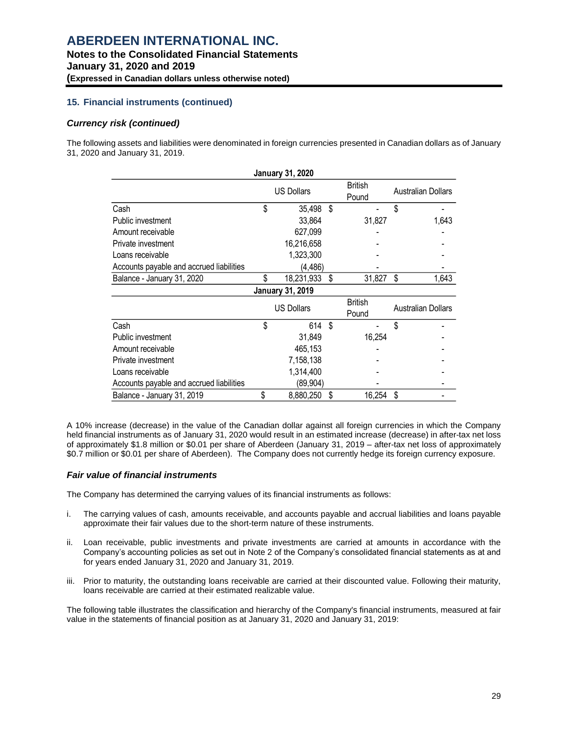# ABERDEEN INTERNATIONAL INC.

**Notes to the Consolidated Financial Statements**
**January 31, 2020 and 2019**
**(Expressed in Canadian dollars unless otherwise noted)**

## 15. Financial instruments (continued)

### *Currency risk (continued)*

The following assets and liabilities were denominated in foreign currencies presented in Canadian dollars as of January 31, 2020 and January 31, 2019.

| January 31, 2020 | US Dollars | British Pound | Australian Dollars |
|---|---|---|---|
| Cash | $ 35,498 | $ - | $ - |
| Public investment | 33,864 | 31,827 | 1,643 |
| Amount receivable | 627,099 | - | - |
| Private investment | 16,216,658 | - | - |
| Loans receivable | 1,323,300 | - | - |
| Accounts payable and accrued liabilities | (4,486) | - | - |
| Balance - January 31, 2020 | $ 18,231,933 | $ 31,827 | $ 1,643 |

| January 31, 2019 | US Dollars | British Pound | Australian Dollars |
|---|---|---|---|
| Cash | $ 614 | $ - | $ - |
| Public investment | 31,849 | 16,254 | - |
| Amount receivable | 465,153 | - | - |
| Private investment | 7,158,138 | - | - |
| Loans receivable | 1,314,400 | - | - |
| Accounts payable and accrued liabilities | (89,904) | - | - |
| Balance - January 31, 2019 | $ 8,880,250 | $ 16,254 | $ - |

A 10% increase (decrease) in the value of the Canadian dollar against all foreign currencies in which the Company held financial instruments as of January 31, 2020 would result in an estimated increase (decrease) in after-tax net loss of approximately $1.8 million or $0.01 per share of Aberdeen (January 31, 2019 – after-tax net loss of approximately $0.7 million or $0.01 per share of Aberdeen). The Company does not currently hedge its foreign currency exposure.

### *Fair value of financial instruments*

The Company has determined the carrying values of its financial instruments as follows:

i. The carrying values of cash, amounts receivable, and accounts payable and accrual liabilities and loans payable approximate their fair values due to the short-term nature of these instruments.

ii. Loan receivable, public investments and private investments are carried at amounts in accordance with the Company's accounting policies as set out in Note 2 of the Company's consolidated financial statements as at and for years ended January 31, 2020 and January 31, 2019.

iii. Prior to maturity, the outstanding loans receivable are carried at their discounted value. Following their maturity, loans receivable are carried at their estimated realizable value.

The following table illustrates the classification and hierarchy of the Company's financial instruments, measured at fair value in the statements of financial position as at January 31, 2020 and January 31, 2019: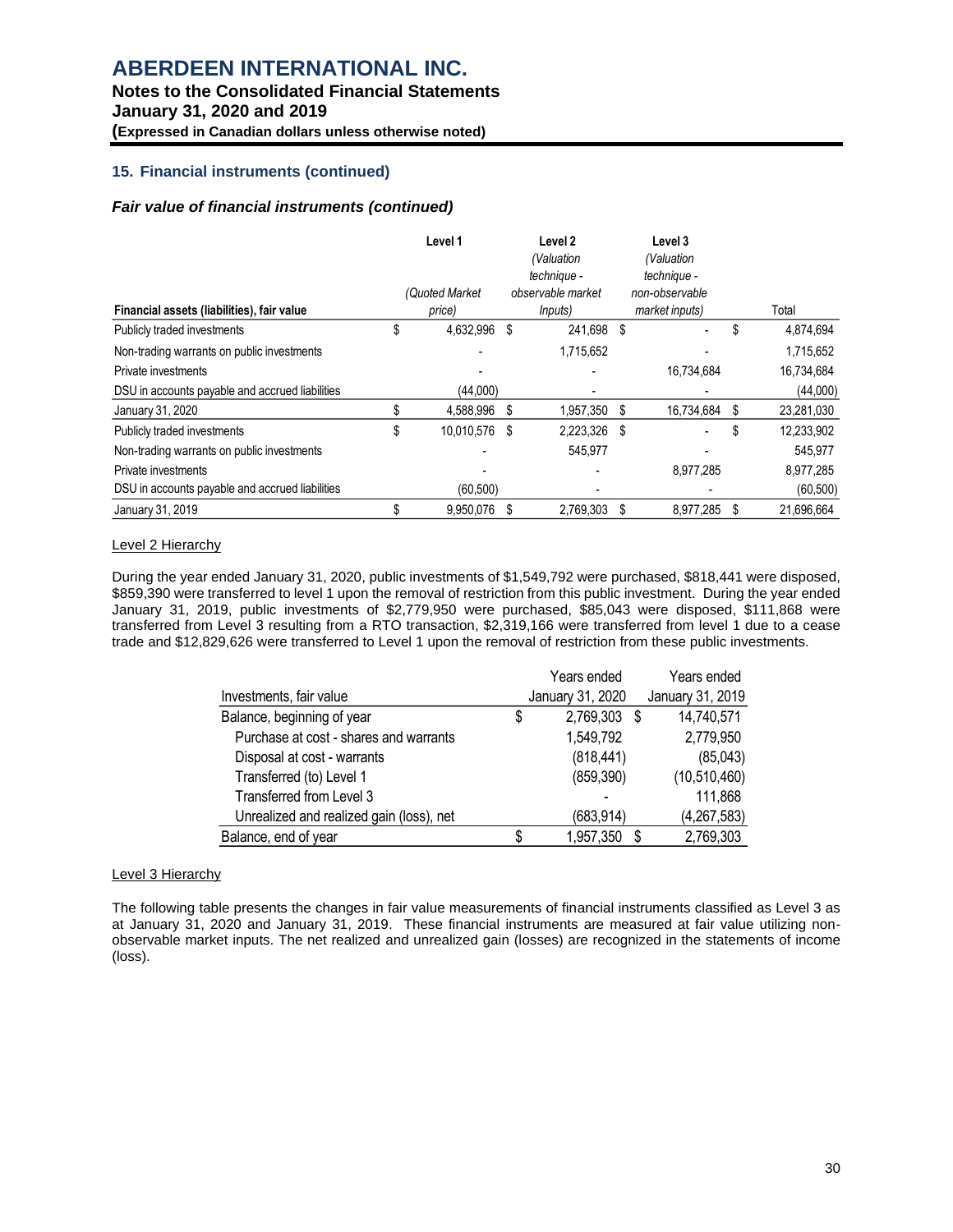## 15. Financial instruments (continued)

### *Fair value of financial instruments (continued)*

| Financial assets (liabilities), fair value | Level 1 (Quoted Market price) | Level 2 (Valuation technique - observable market Inputs) | Level 3 (Valuation technique - non-observable market inputs) | Total |
|---|---|---|---|---|
| Publicly traded investments | $ 4,632,996 | $ 241,698 | $ - | $ 4,874,694 |
| Non-trading warrants on public investments | - | 1,715,652 | - | 1,715,652 |
| Private investments | - | - | 16,734,684 | 16,734,684 |
| DSU in accounts payable and accrued liabilities | (44,000) | - | - | (44,000) |
| January 31, 2020 | $ 4,588,996 | $ 1,957,350 | $ 16,734,684 | $ 23,281,030 |
| Publicly traded investments | $ 10,010,576 | $ 2,223,326 | $ - | $ 12,233,902 |
| Non-trading warrants on public investments | - | 545,977 | - | 545,977 |
| Private investments | - | - | 8,977,285 | 8,977,285 |
| DSU in accounts payable and accrued liabilities | (60,500) | - | - | (60,500) |
| January 31, 2019 | $ 9,950,076 | $ 2,769,303 | $ 8,977,285 | $ 21,696,664 |

Level 2 Hierarchy

During the year ended January 31, 2020, public investments of $1,549,792 were purchased, $818,441 were disposed, $859,390 were transferred to level 1 upon the removal of restriction from this public investment. During the year ended January 31, 2019, public investments of $2,779,950 were purchased, $85,043 were disposed, $111,868 were transferred from Level 3 resulting from a RTO transaction, $2,319,166 were transferred from level 1 due to a cease trade and $12,829,626 were transferred to Level 1 upon the removal of restriction from these public investments.

| Investments, fair value | Years ended January 31, 2020 | Years ended January 31, 2019 |
|---|---|---|
| Balance, beginning of year | $ 2,769,303 | $ 14,740,571 |
| Purchase at cost - shares and warrants | 1,549,792 | 2,779,950 |
| Disposal at cost - warrants | (818,441) | (85,043) |
| Transferred (to) Level 1 | (859,390) | (10,510,460) |
| Transferred from Level 3 | - | 111,868 |
| Unrealized and realized gain (loss), net | (683,914) | (4,267,583) |
| Balance, end of year | $ 1,957,350 | $ 2,769,303 |

Level 3 Hierarchy

The following table presents the changes in fair value measurements of financial instruments classified as Level 3 as at January 31, 2020 and January 31, 2019. These financial instruments are measured at fair value utilizing non-observable market inputs. The net realized and unrealized gain (losses) are recognized in the statements of income (loss).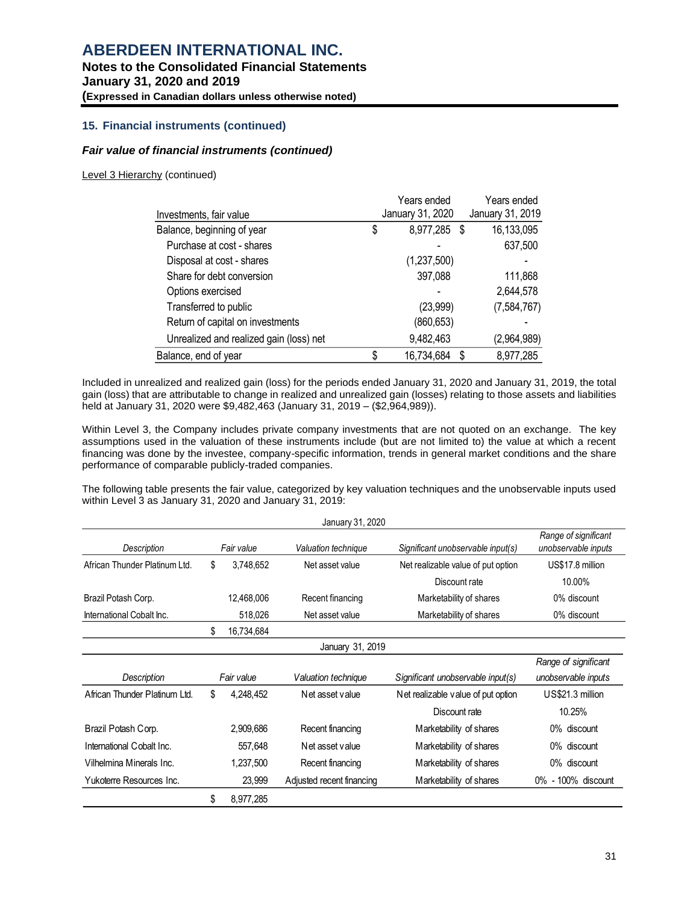## 15. Financial instruments (continued)

### *Fair value of financial instruments (continued)*

Level 3 Hierarchy (continued)

| Investments, fair value | Years ended January 31, 2020 | Years ended January 31, 2019 |
|---|---|---|
| Balance, beginning of year | $ 8,977,285 | $ 16,133,095 |
| Purchase at cost - shares | - | 637,500 |
| Disposal at cost - shares | (1,237,500) | - |
| Share for debt conversion | 397,088 | 111,868 |
| Options exercised | - | 2,644,578 |
| Transferred to public | (23,999) | (7,584,767) |
| Return of capital on investments | (860,653) | - |
| Unrealized and realized gain (loss) net | 9,482,463 | (2,964,989) |
| Balance, end of year | $ 16,734,684 | $ 8,977,285 |

Included in unrealized and realized gain (loss) for the periods ended January 31, 2020 and January 31, 2019, the total gain (loss) that are attributable to change in realized and unrealized gain (losses) relating to those assets and liabilities held at January 31, 2020 were $9,482,463 (January 31, 2019 – ($2,964,989)).

Within Level 3, the Company includes private company investments that are not quoted on an exchange. The key assumptions used in the valuation of these instruments include (but are not limited to) the value at which a recent financing was done by the investee, company-specific information, trends in general market conditions and the share performance of comparable publicly-traded companies.

The following table presents the fair value, categorized by key valuation techniques and the unobservable inputs used within Level 3 as January 31, 2020 and January 31, 2019:

| January 31, 2020 | | | | |
|---|---|---|---|---|
| *Description* | *Fair value* | *Valuation technique* | *Significant unobservable input(s)* | *Range of significant unobservable inputs* |
| African Thunder Platinum Ltd. | $ 3,748,652 | Net asset value | Net realizable value of put option | US$17.8 million |
| | | | Discount rate | 10.00% |
| Brazil Potash Corp. | 12,468,006 | Recent financing | Marketability of shares | 0% discount |
| International Cobalt Inc. | 518,026 | Net asset value | Marketability of shares | 0% discount |
| | $ 16,734,684 | | | |

| January 31, 2019 | | | | |
|---|---|---|---|---|
| *Description* | *Fair value* | *Valuation technique* | *Significant unobservable input(s)* | *Range of significant unobservable inputs* |
| African Thunder Platinum Ltd. | $ 4,248,452 | Net asset value | Net realizable value of put option | US$21.3 million |
| | | | Discount rate | 10.25% |
| Brazil Potash Corp. | 2,909,686 | Recent financing | Marketability of shares | 0% discount |
| International Cobalt Inc. | 557,648 | Net asset value | Marketability of shares | 0% discount |
| Vilhelmina Minerals Inc. | 1,237,500 | Recent financing | Marketability of shares | 0% discount |
| Yukoterre Resources Inc. | 23,999 | Adjusted recent financing | Marketability of shares | 0% - 100% discount |
| | $ 8,977,285 | | | |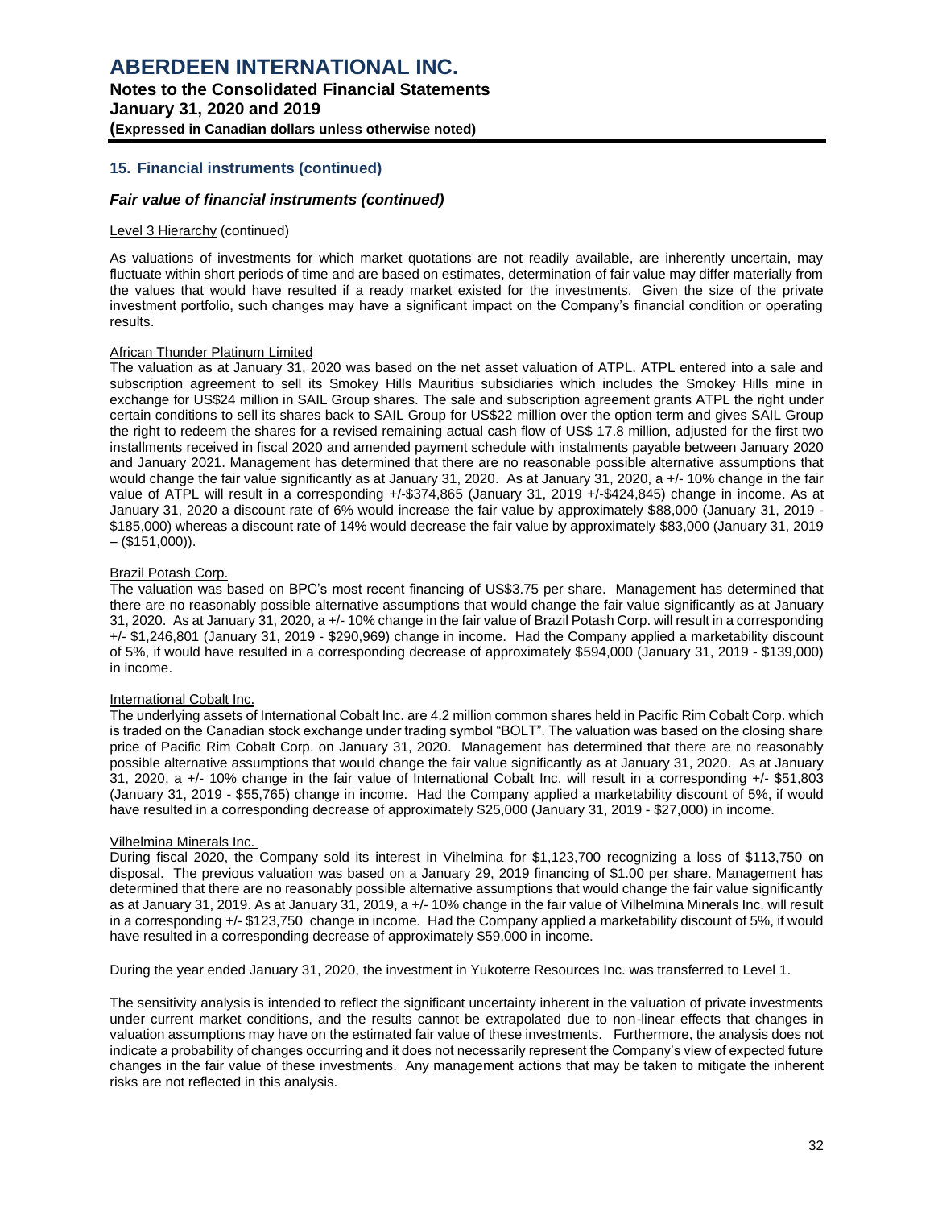## 15. Financial instruments (continued)

### *Fair value of financial instruments (continued)*

Level 3 Hierarchy (continued)

As valuations of investments for which market quotations are not readily available, are inherently uncertain, may fluctuate within short periods of time and are based on estimates, determination of fair value may differ materially from the values that would have resulted if a ready market existed for the investments. Given the size of the private investment portfolio, such changes may have a significant impact on the Company's financial condition or operating results.

African Thunder Platinum Limited

The valuation as at January 31, 2020 was based on the net asset valuation of ATPL. ATPL entered into a sale and subscription agreement to sell its Smokey Hills Mauritius subsidiaries which includes the Smokey Hills mine in exchange for US$24 million in SAIL Group shares. The sale and subscription agreement grants ATPL the right under certain conditions to sell its shares back to SAIL Group for US$22 million over the option term and gives SAIL Group the right to redeem the shares for a revised remaining actual cash flow of US$ 17.8 million, adjusted for the first two installments received in fiscal 2020 and amended payment schedule with instalments payable between January 2020 and January 2021. Management has determined that there are no reasonable possible alternative assumptions that would change the fair value significantly as at January 31, 2020. As at January 31, 2020, a +/- 10% change in the fair value of ATPL will result in a corresponding +/-$374,865 (January 31, 2019 +/-$424,845) change in income. As at January 31, 2020 a discount rate of 6% would increase the fair value by approximately $88,000 (January 31, 2019 - $185,000) whereas a discount rate of 14% would decrease the fair value by approximately $83,000 (January 31, 2019 – ($151,000)).

Brazil Potash Corp.

The valuation was based on BPC's most recent financing of US$3.75 per share. Management has determined that there are no reasonably possible alternative assumptions that would change the fair value significantly as at January 31, 2020. As at January 31, 2020, a +/- 10% change in the fair value of Brazil Potash Corp. will result in a corresponding +/- $1,246,801 (January 31, 2019 - $290,969) change in income. Had the Company applied a marketability discount of 5%, if would have resulted in a corresponding decrease of approximately $594,000 (January 31, 2019 - $139,000) in income.

International Cobalt Inc.

The underlying assets of International Cobalt Inc. are 4.2 million common shares held in Pacific Rim Cobalt Corp. which is traded on the Canadian stock exchange under trading symbol "BOLT". The valuation was based on the closing share price of Pacific Rim Cobalt Corp. on January 31, 2020. Management has determined that there are no reasonably possible alternative assumptions that would change the fair value significantly as at January 31, 2020. As at January 31, 2020, a +/- 10% change in the fair value of International Cobalt Inc. will result in a corresponding +/- $51,803 (January 31, 2019 - $55,765) change in income. Had the Company applied a marketability discount of 5%, if would have resulted in a corresponding decrease of approximately $25,000 (January 31, 2019 - $27,000) in income.

Vilhelmina Minerals Inc.

During fiscal 2020, the Company sold its interest in Vihelmina for $1,123,700 recognizing a loss of $113,750 on disposal. The previous valuation was based on a January 29, 2019 financing of $1.00 per share. Management has determined that there are no reasonably possible alternative assumptions that would change the fair value significantly as at January 31, 2019. As at January 31, 2019, a +/- 10% change in the fair value of Vilhelmina Minerals Inc. will result in a corresponding +/- $123,750 change in income. Had the Company applied a marketability discount of 5%, if would have resulted in a corresponding decrease of approximately $59,000 in income.

During the year ended January 31, 2020, the investment in Yukoterre Resources Inc. was transferred to Level 1.

The sensitivity analysis is intended to reflect the significant uncertainty inherent in the valuation of private investments under current market conditions, and the results cannot be extrapolated due to non-linear effects that changes in valuation assumptions may have on the estimated fair value of these investments. Furthermore, the analysis does not indicate a probability of changes occurring and it does not necessarily represent the Company's view of expected future changes in the fair value of these investments. Any management actions that may be taken to mitigate the inherent risks are not reflected in this analysis.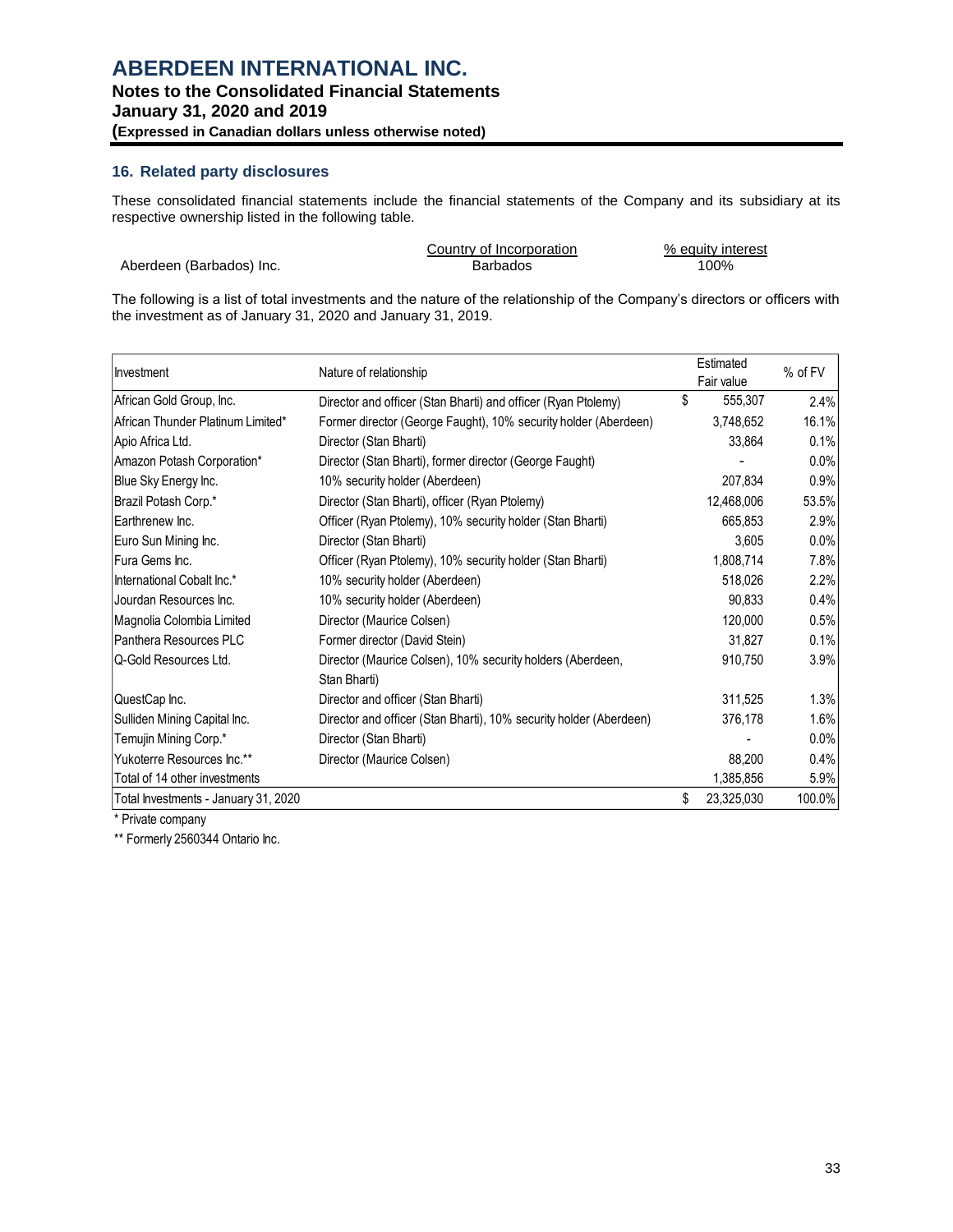## 16. Related party disclosures

These consolidated financial statements include the financial statements of the Company and its subsidiary at its respective ownership listed in the following table.

| | Country of Incorporation | % equity interest |
|---|---|---|
| Aberdeen (Barbados) Inc. | Barbados | 100% |

The following is a list of total investments and the nature of the relationship of the Company's directors or officers with the investment as of January 31, 2020 and January 31, 2019.

| Investment | Nature of relationship | Estimated Fair value | % of FV |
|---|---|---|---|
| African Gold Group, Inc. | Director and officer (Stan Bharti) and officer (Ryan Ptolemy) | $ 555,307 | 2.4% |
| African Thunder Platinum Limited* | Former director (George Faught), 10% security holder (Aberdeen) | 3,748,652 | 16.1% |
| Apio Africa Ltd. | Director (Stan Bharti) | 33,864 | 0.1% |
| Amazon Potash Corporation* | Director (Stan Bharti), former director (George Faught) | - | 0.0% |
| Blue Sky Energy Inc. | 10% security holder (Aberdeen) | 207,834 | 0.9% |
| Brazil Potash Corp.* | Director (Stan Bharti), officer (Ryan Ptolemy) | 12,468,006 | 53.5% |
| Earthrenew Inc. | Officer (Ryan Ptolemy), 10% security holder (Stan Bharti) | 665,853 | 2.9% |
| Euro Sun Mining Inc. | Director (Stan Bharti) | 3,605 | 0.0% |
| Fura Gems Inc. | Officer (Ryan Ptolemy), 10% security holder (Stan Bharti) | 1,808,714 | 7.8% |
| International Cobalt Inc.* | 10% security holder (Aberdeen) | 518,026 | 2.2% |
| Jourdan Resources Inc. | 10% security holder (Aberdeen) | 90,833 | 0.4% |
| Magnolia Colombia Limited | Director (Maurice Colsen) | 120,000 | 0.5% |
| Panthera Resources PLC | Former director (David Stein) | 31,827 | 0.1% |
| Q-Gold Resources Ltd. | Director (Maurice Colsen), 10% security holders (Aberdeen, Stan Bharti) | 910,750 | 3.9% |
| QuestCap Inc. | Director and officer (Stan Bharti) | 311,525 | 1.3% |
| Sulliden Mining Capital Inc. | Director and officer (Stan Bharti), 10% security holder (Aberdeen) | 376,178 | 1.6% |
| Temujin Mining Corp.* | Director (Stan Bharti) | - | 0.0% |
| Yukoterre Resources Inc.** | Director (Maurice Colsen) | 88,200 | 0.4% |
| Total of 14 other investments | | 1,385,856 | 5.9% |
| Total Investments - January 31, 2020 | | $ 23,325,030 | 100.0% |

\* Private company

\*\* Formerly 2560344 Ontario Inc.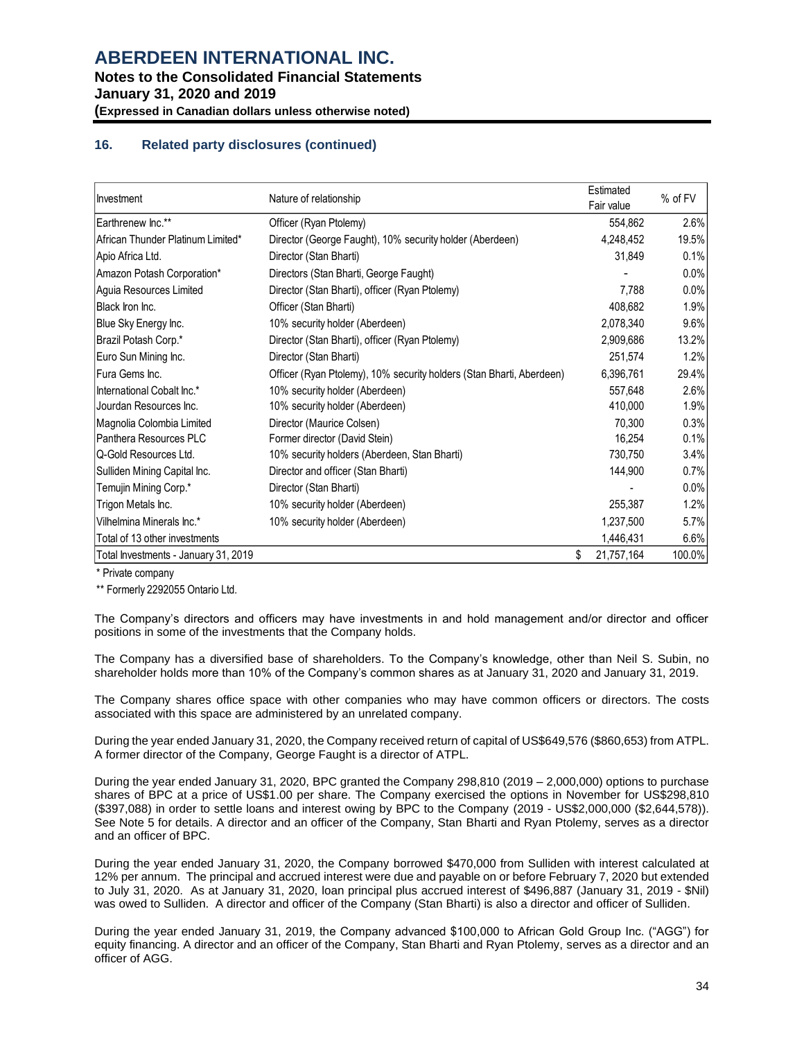## 16. Related party disclosures (continued)

| Investment | Nature of relationship | Estimated Fair value | % of FV |
|---|---|---|---|
| Earthrenew Inc.** | Officer (Ryan Ptolemy) | 554,862 | 2.6% |
| African Thunder Platinum Limited* | Director (George Faught), 10% security holder (Aberdeen) | 4,248,452 | 19.5% |
| Apio Africa Ltd. | Director (Stan Bharti) | 31,849 | 0.1% |
| Amazon Potash Corporation* | Directors (Stan Bharti, George Faught) | - | 0.0% |
| Aguia Resources Limited | Director (Stan Bharti), officer (Ryan Ptolemy) | 7,788 | 0.0% |
| Black Iron Inc. | Officer (Stan Bharti) | 408,682 | 1.9% |
| Blue Sky Energy Inc. | 10% security holder (Aberdeen) | 2,078,340 | 9.6% |
| Brazil Potash Corp.* | Director (Stan Bharti), officer (Ryan Ptolemy) | 2,909,686 | 13.2% |
| Euro Sun Mining Inc. | Director (Stan Bharti) | 251,574 | 1.2% |
| Fura Gems Inc. | Officer (Ryan Ptolemy), 10% security holders (Stan Bharti, Aberdeen) | 6,396,761 | 29.4% |
| International Cobalt Inc.* | 10% security holder (Aberdeen) | 557,648 | 2.6% |
| Jourdan Resources Inc. | 10% security holder (Aberdeen) | 410,000 | 1.9% |
| Magnolia Colombia Limited | Director (Maurice Colsen) | 70,300 | 0.3% |
| Panthera Resources PLC | Former director (David Stein) | 16,254 | 0.1% |
| Q-Gold Resources Ltd. | 10% security holders (Aberdeen, Stan Bharti) | 730,750 | 3.4% |
| Sulliden Mining Capital Inc. | Director and officer (Stan Bharti) | 144,900 | 0.7% |
| Temujin Mining Corp.* | Director (Stan Bharti) | - | 0.0% |
| Trigon Metals Inc. | 10% security holder (Aberdeen) | 255,387 | 1.2% |
| Vilhelmina Minerals Inc.* | 10% security holder (Aberdeen) | 1,237,500 | 5.7% |
| Total of 13 other investments | | 1,446,431 | 6.6% |
| Total Investments - January 31, 2019 | | $ 21,757,164 | 100.0% |

\* Private company

** Formerly 2292055 Ontario Ltd.

The Company's directors and officers may have investments in and hold management and/or director and officer positions in some of the investments that the Company holds.

The Company has a diversified base of shareholders. To the Company's knowledge, other than Neil S. Subin, no shareholder holds more than 10% of the Company's common shares as at January 31, 2020 and January 31, 2019.

The Company shares office space with other companies who may have common officers or directors. The costs associated with this space are administered by an unrelated company.

During the year ended January 31, 2020, the Company received return of capital of US$649,576 ($860,653) from ATPL. A former director of the Company, George Faught is a director of ATPL.

During the year ended January 31, 2020, BPC granted the Company 298,810 (2019 – 2,000,000) options to purchase shares of BPC at a price of US$1.00 per share. The Company exercised the options in November for US$298,810 ($397,088) in order to settle loans and interest owing by BPC to the Company (2019 - US$2,000,000 ($2,644,578)). See Note 5 for details. A director and an officer of the Company, Stan Bharti and Ryan Ptolemy, serves as a director and an officer of BPC.

During the year ended January 31, 2020, the Company borrowed $470,000 from Sulliden with interest calculated at 12% per annum. The principal and accrued interest were due and payable on or before February 7, 2020 but extended to July 31, 2020. As at January 31, 2020, loan principal plus accrued interest of $496,887 (January 31, 2019 - $Nil) was owed to Sulliden. A director and officer of the Company (Stan Bharti) is also a director and officer of Sulliden.

During the year ended January 31, 2019, the Company advanced $100,000 to African Gold Group Inc. ("AGG") for equity financing. A director and an officer of the Company, Stan Bharti and Ryan Ptolemy, serves as a director and an officer of AGG.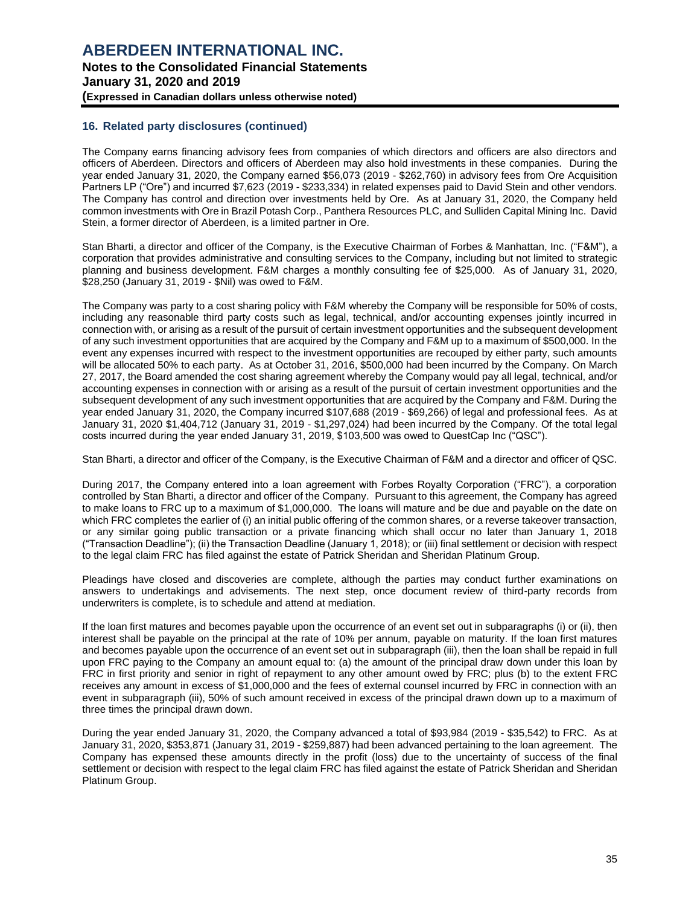## 16. Related party disclosures (continued)

The Company earns financing advisory fees from companies of which directors and officers are also directors and officers of Aberdeen. Directors and officers of Aberdeen may also hold investments in these companies. During the year ended January 31, 2020, the Company earned $56,073 (2019 - $262,760) in advisory fees from Ore Acquisition Partners LP ("Ore") and incurred $7,623 (2019 - $233,334) in related expenses paid to David Stein and other vendors. The Company has control and direction over investments held by Ore. As at January 31, 2020, the Company held common investments with Ore in Brazil Potash Corp., Panthera Resources PLC, and Sulliden Capital Mining Inc. David Stein, a former director of Aberdeen, is a limited partner in Ore.

Stan Bharti, a director and officer of the Company, is the Executive Chairman of Forbes & Manhattan, Inc. ("F&M"), a corporation that provides administrative and consulting services to the Company, including but not limited to strategic planning and business development. F&M charges a monthly consulting fee of $25,000. As of January 31, 2020, $28,250 (January 31, 2019 - $Nil) was owed to F&M.

The Company was party to a cost sharing policy with F&M whereby the Company will be responsible for 50% of costs, including any reasonable third party costs such as legal, technical, and/or accounting expenses jointly incurred in connection with, or arising as a result of the pursuit of certain investment opportunities and the subsequent development of any such investment opportunities that are acquired by the Company and F&M up to a maximum of $500,000. In the event any expenses incurred with respect to the investment opportunities are recouped by either party, such amounts will be allocated 50% to each party. As at October 31, 2016, $500,000 had been incurred by the Company. On March 27, 2017, the Board amended the cost sharing agreement whereby the Company would pay all legal, technical, and/or accounting expenses in connection with or arising as a result of the pursuit of certain investment opportunities and the subsequent development of any such investment opportunities that are acquired by the Company and F&M. During the year ended January 31, 2020, the Company incurred $107,688 (2019 - $69,266) of legal and professional fees. As at January 31, 2020 $1,404,712 (January 31, 2019 - $1,297,024) had been incurred by the Company. Of the total legal costs incurred during the year ended January 31, 2019, $103,500 was owed to QuestCap Inc ("QSC").

Stan Bharti, a director and officer of the Company, is the Executive Chairman of F&M and a director and officer of QSC.

During 2017, the Company entered into a loan agreement with Forbes Royalty Corporation ("FRC"), a corporation controlled by Stan Bharti, a director and officer of the Company. Pursuant to this agreement, the Company has agreed to make loans to FRC up to a maximum of $1,000,000. The loans will mature and be due and payable on the date on which FRC completes the earlier of (i) an initial public offering of the common shares, or a reverse takeover transaction, or any similar going public transaction or a private financing which shall occur no later than January 1, 2018 ("Transaction Deadline"); (ii) the Transaction Deadline (January 1, 2018); or (iii) final settlement or decision with respect to the legal claim FRC has filed against the estate of Patrick Sheridan and Sheridan Platinum Group.

Pleadings have closed and discoveries are complete, although the parties may conduct further examinations on answers to undertakings and advisements. The next step, once document review of third-party records from underwriters is complete, is to schedule and attend at mediation.

If the loan first matures and becomes payable upon the occurrence of an event set out in subparagraphs (i) or (ii), then interest shall be payable on the principal at the rate of 10% per annum, payable on maturity. If the loan first matures and becomes payable upon the occurrence of an event set out in subparagraph (iii), then the loan shall be repaid in full upon FRC paying to the Company an amount equal to: (a) the amount of the principal draw down under this loan by FRC in first priority and senior in right of repayment to any other amount owed by FRC; plus (b) to the extent FRC receives any amount in excess of $1,000,000 and the fees of external counsel incurred by FRC in connection with an event in subparagraph (iii), 50% of such amount received in excess of the principal drawn down up to a maximum of three times the principal drawn down.

During the year ended January 31, 2020, the Company advanced a total of $93,984 (2019 - $35,542) to FRC. As at January 31, 2020, $353,871 (January 31, 2019 - $259,887) had been advanced pertaining to the loan agreement. The Company has expensed these amounts directly in the profit (loss) due to the uncertainty of success of the final settlement or decision with respect to the legal claim FRC has filed against the estate of Patrick Sheridan and Sheridan Platinum Group.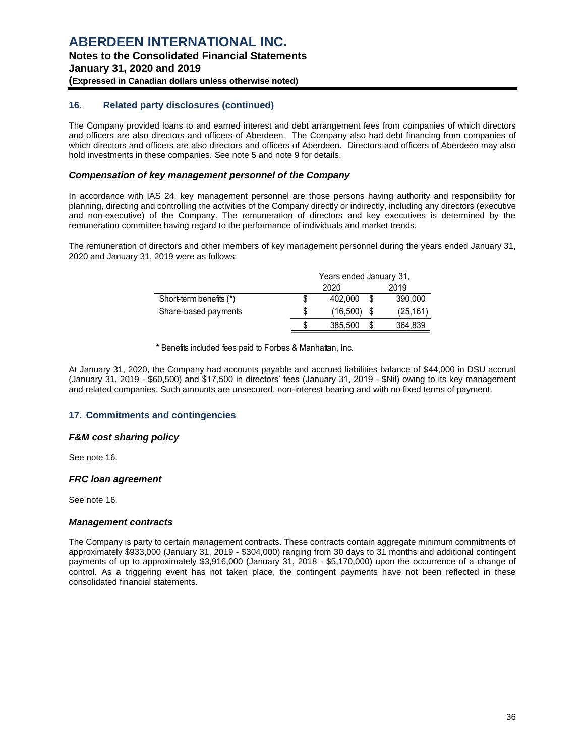## 16. Related party disclosures (continued)

The Company provided loans to and earned interest and debt arrangement fees from companies of which directors and officers are also directors and officers of Aberdeen. The Company also had debt financing from companies of which directors and officers are also directors and officers of Aberdeen. Directors and officers of Aberdeen may also hold investments in these companies. See note 5 and note 9 for details.

### *Compensation of key management personnel of the Company*

In accordance with IAS 24, key management personnel are those persons having authority and responsibility for planning, directing and controlling the activities of the Company directly or indirectly, including any directors (executive and non-executive) of the Company. The remuneration of directors and key executives is determined by the remuneration committee having regard to the performance of individuals and market trends.

The remuneration of directors and other members of key management personnel during the years ended January 31, 2020 and January 31, 2019 were as follows:

| | Years ended January 31, | |
|---|---|---|
| | 2020 | 2019 |
| Short-term benefits (*) | $ 402,000 | $ 390,000 |
| Share-based payments | $ (16,500) | $ (25,161) |
| | $ 385,500 | $ 364,839 |

\* Benefits included fees paid to Forbes & Manhattan, Inc.

At January 31, 2020, the Company had accounts payable and accrued liabilities balance of $44,000 in DSU accrual (January 31, 2019 - $60,500) and $17,500 in directors' fees (January 31, 2019 - $Nil) owing to its key management and related companies. Such amounts are unsecured, non-interest bearing and with no fixed terms of payment.

## 17. Commitments and contingencies

### *F&M cost sharing policy*

See note 16.

### *FRC loan agreement*

See note 16.

### *Management contracts*

The Company is party to certain management contracts. These contracts contain aggregate minimum commitments of approximately $933,000 (January 31, 2019 - $304,000) ranging from 30 days to 31 months and additional contingent payments of up to approximately $3,916,000 (January 31, 2018 - $5,170,000) upon the occurrence of a change of control. As a triggering event has not taken place, the contingent payments have not been reflected in these consolidated financial statements.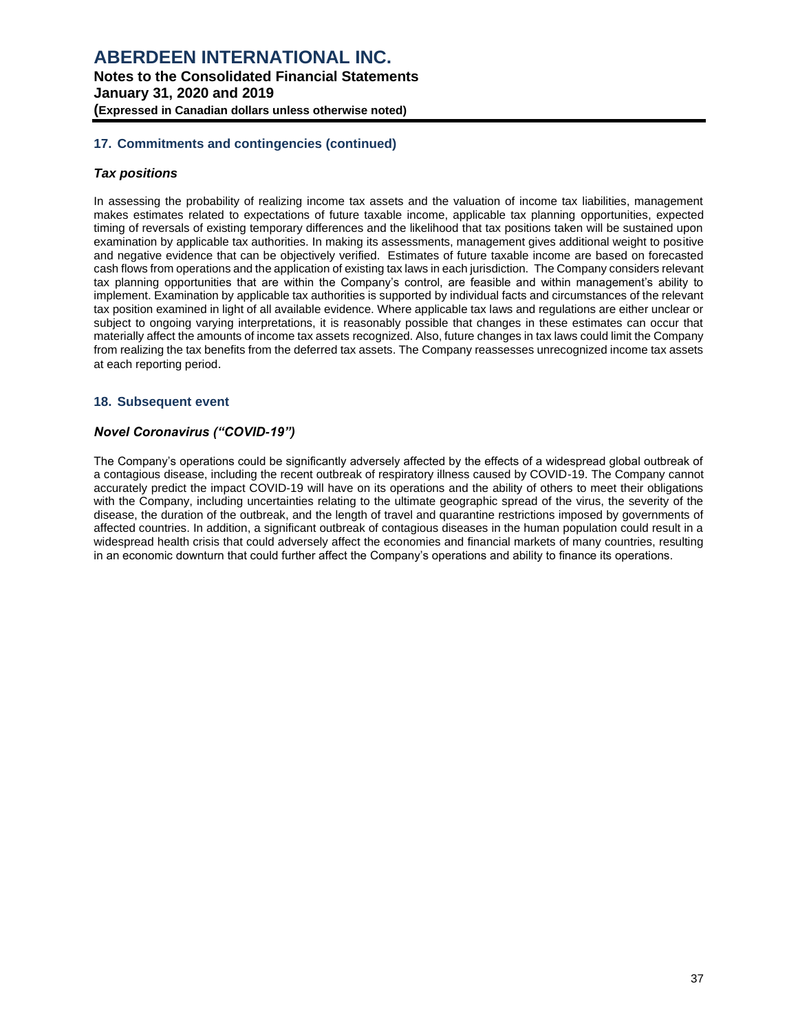## 17. Commitments and contingencies (continued)

### *Tax positions*

In assessing the probability of realizing income tax assets and the valuation of income tax liabilities, management makes estimates related to expectations of future taxable income, applicable tax planning opportunities, expected timing of reversals of existing temporary differences and the likelihood that tax positions taken will be sustained upon examination by applicable tax authorities. In making its assessments, management gives additional weight to positive and negative evidence that can be objectively verified. Estimates of future taxable income are based on forecasted cash flows from operations and the application of existing tax laws in each jurisdiction. The Company considers relevant tax planning opportunities that are within the Company's control, are feasible and within management's ability to implement. Examination by applicable tax authorities is supported by individual facts and circumstances of the relevant tax position examined in light of all available evidence. Where applicable tax laws and regulations are either unclear or subject to ongoing varying interpretations, it is reasonably possible that changes in these estimates can occur that materially affect the amounts of income tax assets recognized. Also, future changes in tax laws could limit the Company from realizing the tax benefits from the deferred tax assets. The Company reassesses unrecognized income tax assets at each reporting period.

## 18. Subsequent event

### *Novel Coronavirus ("COVID-19")*

The Company's operations could be significantly adversely affected by the effects of a widespread global outbreak of a contagious disease, including the recent outbreak of respiratory illness caused by COVID-19. The Company cannot accurately predict the impact COVID-19 will have on its operations and the ability of others to meet their obligations with the Company, including uncertainties relating to the ultimate geographic spread of the virus, the severity of the disease, the duration of the outbreak, and the length of travel and quarantine restrictions imposed by governments of affected countries. In addition, a significant outbreak of contagious diseases in the human population could result in a widespread health crisis that could adversely affect the economies and financial markets of many countries, resulting in an economic downturn that could further affect the Company's operations and ability to finance its operations.